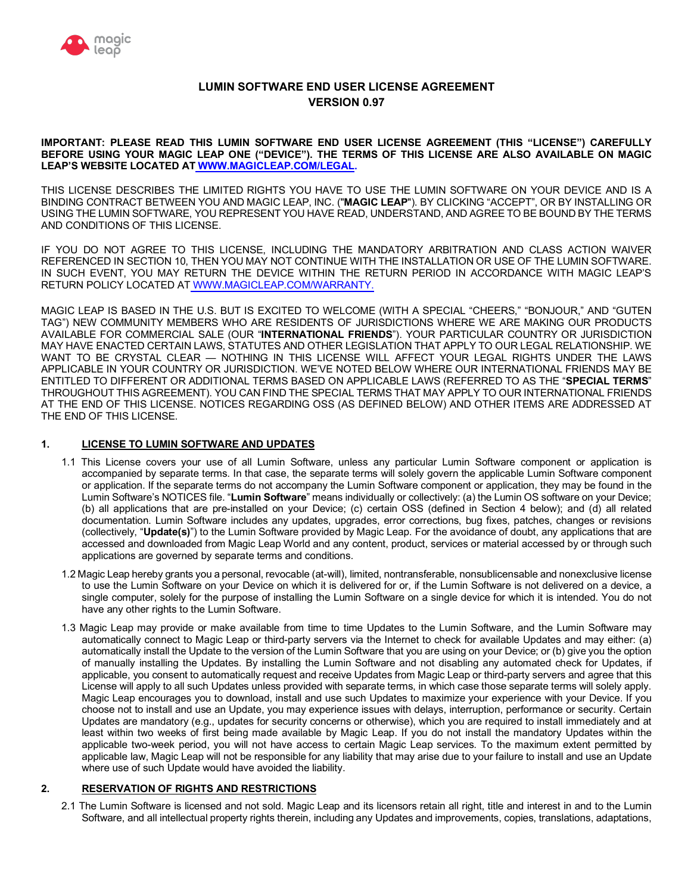# LUMIN SOFTWARE END USER LICENSE AGREEMENT
## VERSION 0.97

**IMPORTANT: PLEASE READ THIS LUMIN SOFTWARE END USER LICENSE AGREEMENT (THIS "LICENSE") CAREFULLY BEFORE USING YOUR MAGIC LEAP ONE ("DEVICE"). THE TERMS OF THIS LICENSE ARE ALSO AVAILABLE ON MAGIC LEAP'S WEBSITE LOCATED AT WWW.MAGICLEAP.COM/LEGAL.**

THIS LICENSE DESCRIBES THE LIMITED RIGHTS YOU HAVE TO USE THE LUMIN SOFTWARE ON YOUR DEVICE AND IS A BINDING CONTRACT BETWEEN YOU AND MAGIC LEAP, INC. ("**MAGIC LEAP**"). BY CLICKING "ACCEPT", OR BY INSTALLING OR USING THE LUMIN SOFTWARE, YOU REPRESENT YOU HAVE READ, UNDERSTAND, AND AGREE TO BE BOUND BY THE TERMS AND CONDITIONS OF THIS LICENSE.

IF YOU DO NOT AGREE TO THIS LICENSE, INCLUDING THE MANDATORY ARBITRATION AND CLASS ACTION WAIVER REFERENCED IN SECTION 10, THEN YOU MAY NOT CONTINUE WITH THE INSTALLATION OR USE OF THE LUMIN SOFTWARE. IN SUCH EVENT, YOU MAY RETURN THE DEVICE WITHIN THE RETURN PERIOD IN ACCORDANCE WITH MAGIC LEAP'S RETURN POLICY LOCATED AT WWW.MAGICLEAP.COM/WARRANTY.

MAGIC LEAP IS BASED IN THE U.S. BUT IS EXCITED TO WELCOME (WITH A SPECIAL "CHEERS," "BONJOUR," AND "GUTEN TAG") NEW COMMUNITY MEMBERS WHO ARE RESIDENTS OF JURISDICTIONS WHERE WE ARE MAKING OUR PRODUCTS AVAILABLE FOR COMMERCIAL SALE (OUR "**INTERNATIONAL FRIENDS**"). YOUR PARTICULAR COUNTRY OR JURISDICTION MAY HAVE ENACTED CERTAIN LAWS, STATUTES AND OTHER LEGISLATION THAT APPLY TO OUR LEGAL RELATIONSHIP. WE WANT TO BE CRYSTAL CLEAR — NOTHING IN THIS LICENSE WILL AFFECT YOUR LEGAL RIGHTS UNDER THE LAWS APPLICABLE IN YOUR COUNTRY OR JURISDICTION. WE'VE NOTED BELOW WHERE OUR INTERNATIONAL FRIENDS MAY BE ENTITLED TO DIFFERENT OR ADDITIONAL TERMS BASED ON APPLICABLE LAWS (REFERRED TO AS THE "**SPECIAL TERMS**" THROUGHOUT THIS AGREEMENT). YOU CAN FIND THE SPECIAL TERMS THAT MAY APPLY TO OUR INTERNATIONAL FRIENDS AT THE END OF THIS LICENSE. NOTICES REGARDING OSS (AS DEFINED BELOW) AND OTHER ITEMS ARE ADDRESSED AT THE END OF THIS LICENSE.

## 1. LICENSE TO LUMIN SOFTWARE AND UPDATES

1.1 This License covers your use of all Lumin Software, unless any particular Lumin Software component or application is accompanied by separate terms. In that case, the separate terms will solely govern the applicable Lumin Software component or application. If the separate terms do not accompany the Lumin Software component or application, they may be found in the Lumin Software's NOTICES file. "**Lumin Software**" means individually or collectively: (a) the Lumin OS software on your Device; (b) all applications that are pre-installed on your Device; (c) certain OSS (defined in Section 4 below); and (d) all related documentation. Lumin Software includes any updates, upgrades, error corrections, bug fixes, patches, changes or revisions (collectively, "**Update(s)**") to the Lumin Software provided by Magic Leap. For the avoidance of doubt, any applications that are accessed and downloaded from Magic Leap World and any content, product, services or material accessed by or through such applications are governed by separate terms and conditions.

1.2 Magic Leap hereby grants you a personal, revocable (at-will), limited, nontransferable, nonsublicensable and nonexclusive license to use the Lumin Software on your Device on which it is delivered for or, if the Lumin Software is not delivered on a device, a single computer, solely for the purpose of installing the Lumin Software on a single device for which it is intended. You do not have any other rights to the Lumin Software.

1.3 Magic Leap may provide or make available from time to time Updates to the Lumin Software, and the Lumin Software may automatically connect to Magic Leap or third-party servers via the Internet to check for available Updates and may either: (a) automatically install the Update to the version of the Lumin Software that you are using on your Device; or (b) give you the option of manually installing the Updates. By installing the Lumin Software and not disabling any automated check for Updates, if applicable, you consent to automatically request and receive Updates from Magic Leap or third-party servers and agree that this License will apply to all such Updates unless provided with separate terms, in which case those separate terms will solely apply. Magic Leap encourages you to download, install and use such Updates to maximize your experience with your Device. If you choose not to install and use an Update, you may experience issues with delays, interruption, performance or security. Certain Updates are mandatory (e.g., updates for security concerns or otherwise), which you are required to install immediately and at least within two weeks of first being made available by Magic Leap. If you do not install the mandatory Updates within the applicable two-week period, you will not have access to certain Magic Leap services. To the maximum extent permitted by applicable law, Magic Leap will not be responsible for any liability that may arise due to your failure to install and use an Update where use of such Update would have avoided the liability.

## 2. RESERVATION OF RIGHTS AND RESTRICTIONS

2.1 The Lumin Software is licensed and not sold. Magic Leap and its licensors retain all right, title and interest in and to the Lumin Software, and all intellectual property rights therein, including any Updates and improvements, copies, translations, adaptations,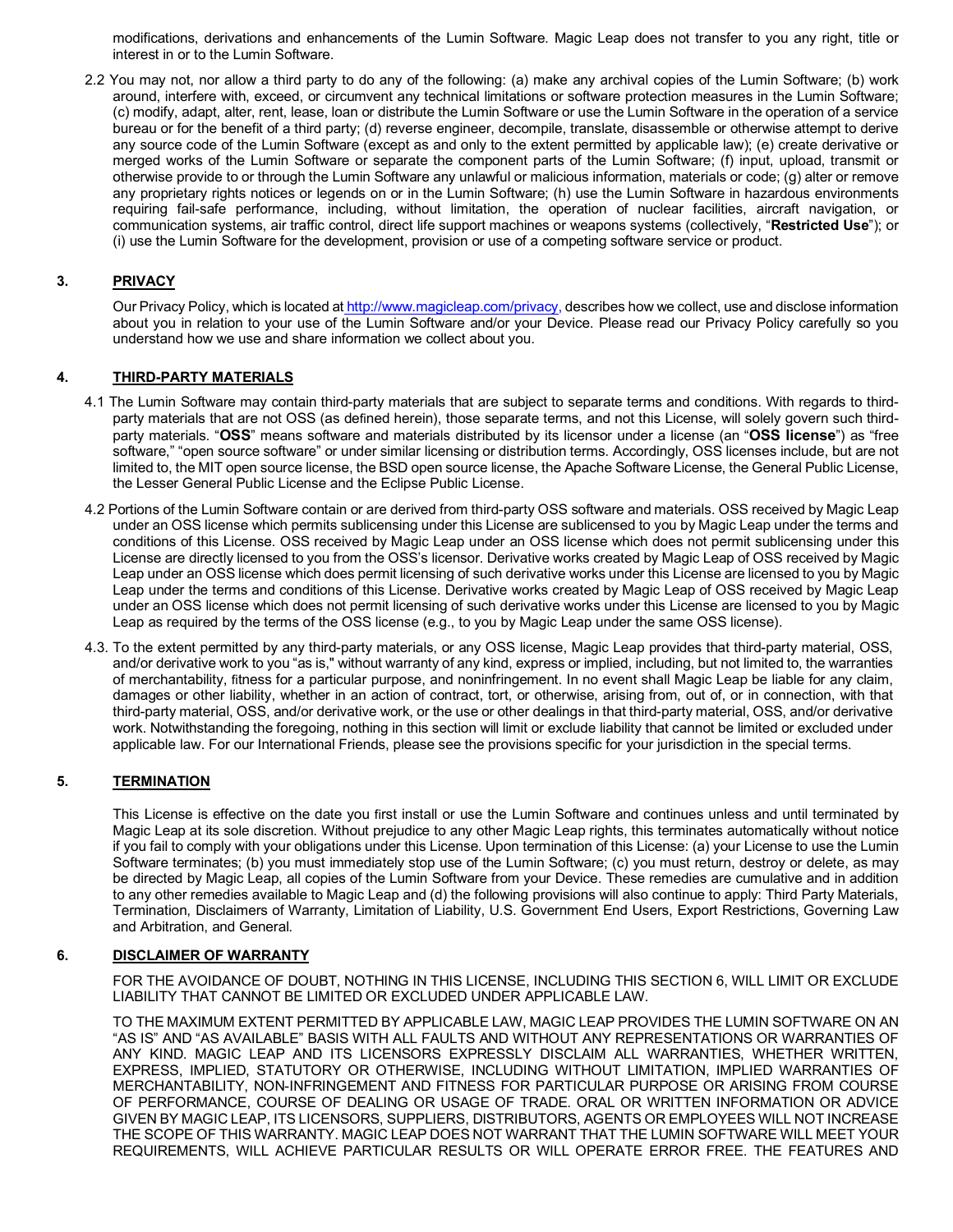modifications, derivations and enhancements of the Lumin Software. Magic Leap does not transfer to you any right, title or interest in or to the Lumin Software.

2.2 You may not, nor allow a third party to do any of the following: (a) make any archival copies of the Lumin Software; (b) work around, interfere with, exceed, or circumvent any technical limitations or software protection measures in the Lumin Software; (c) modify, adapt, alter, rent, lease, loan or distribute the Lumin Software or use the Lumin Software in the operation of a service bureau or for the benefit of a third party; (d) reverse engineer, decompile, translate, disassemble or otherwise attempt to derive any source code of the Lumin Software (except as and only to the extent permitted by applicable law); (e) create derivative or merged works of the Lumin Software or separate the component parts of the Lumin Software; (f) input, upload, transmit or otherwise provide to or through the Lumin Software any unlawful or malicious information, materials or code; (g) alter or remove any proprietary rights notices or legends on or in the Lumin Software; (h) use the Lumin Software in hazardous environments requiring fail-safe performance, including, without limitation, the operation of nuclear facilities, aircraft navigation, or communication systems, air traffic control, direct life support machines or weapons systems (collectively, "**Restricted Use**"); or (i) use the Lumin Software for the development, provision or use of a competing software service or product.

## 3. PRIVACY

Our Privacy Policy, which is located at http://www.magicleap.com/privacy, describes how we collect, use and disclose information about you in relation to your use of the Lumin Software and/or your Device. Please read our Privacy Policy carefully so you understand how we use and share information we collect about you.

## 4. THIRD-PARTY MATERIALS

4.1 The Lumin Software may contain third-party materials that are subject to separate terms and conditions. With regards to third-party materials that are not OSS (as defined herein), those separate terms, and not this License, will solely govern such third-party materials. "**OSS**" means software and materials distributed by its licensor under a license (an "**OSS license**") as "free software," "open source software" or under similar licensing or distribution terms. Accordingly, OSS licenses include, but are not limited to, the MIT open source license, the BSD open source license, the Apache Software License, the General Public License, the Lesser General Public License and the Eclipse Public License.

4.2 Portions of the Lumin Software contain or are derived from third-party OSS software and materials. OSS received by Magic Leap under an OSS license which permits sublicensing under this License are sublicensed to you by Magic Leap under the terms and conditions of this License. OSS received by Magic Leap under an OSS license which does not permit sublicensing under this License are directly licensed to you from the OSS's licensor. Derivative works created by Magic Leap of OSS received by Magic Leap under an OSS license which does permit licensing of such derivative works under this License are licensed to you by Magic Leap under the terms and conditions of this License. Derivative works created by Magic Leap of OSS received by Magic Leap under an OSS license which does not permit licensing of such derivative works under this License are licensed to you by Magic Leap as required by the terms of the OSS license (e.g., to you by Magic Leap under the same OSS license).

4.3. To the extent permitted by any third-party materials, or any OSS license, Magic Leap provides that third-party material, OSS, and/or derivative work to you "as is," without warranty of any kind, express or implied, including, but not limited to, the warranties of merchantability, fitness for a particular purpose, and noninfringement. In no event shall Magic Leap be liable for any claim, damages or other liability, whether in an action of contract, tort, or otherwise, arising from, out of, or in connection, with that third-party material, OSS, and/or derivative work, or the use or other dealings in that third-party material, OSS, and/or derivative work. Notwithstanding the foregoing, nothing in this section will limit or exclude liability that cannot be limited or excluded under applicable law. For our International Friends, please see the provisions specific for your jurisdiction in the special terms.

## 5. TERMINATION

This License is effective on the date you first install or use the Lumin Software and continues unless and until terminated by Magic Leap at its sole discretion. Without prejudice to any other Magic Leap rights, this terminates automatically without notice if you fail to comply with your obligations under this License. Upon termination of this License: (a) your License to use the Lumin Software terminates; (b) you must immediately stop use of the Lumin Software; (c) you must return, destroy or delete, as may be directed by Magic Leap, all copies of the Lumin Software from your Device. These remedies are cumulative and in addition to any other remedies available to Magic Leap and (d) the following provisions will also continue to apply: Third Party Materials, Termination, Disclaimers of Warranty, Limitation of Liability, U.S. Government End Users, Export Restrictions, Governing Law and Arbitration, and General.

## 6. DISCLAIMER OF WARRANTY

FOR THE AVOIDANCE OF DOUBT, NOTHING IN THIS LICENSE, INCLUDING THIS SECTION 6, WILL LIMIT OR EXCLUDE LIABILITY THAT CANNOT BE LIMITED OR EXCLUDED UNDER APPLICABLE LAW.

TO THE MAXIMUM EXTENT PERMITTED BY APPLICABLE LAW, MAGIC LEAP PROVIDES THE LUMIN SOFTWARE ON AN "AS IS" AND "AS AVAILABLE" BASIS WITH ALL FAULTS AND WITHOUT ANY REPRESENTATIONS OR WARRANTIES OF ANY KIND. MAGIC LEAP AND ITS LICENSORS EXPRESSLY DISCLAIM ALL WARRANTIES, WHETHER WRITTEN, EXPRESS, IMPLIED, STATUTORY OR OTHERWISE, INCLUDING WITHOUT LIMITATION, IMPLIED WARRANTIES OF MERCHANTABILITY, NON-INFRINGEMENT AND FITNESS FOR PARTICULAR PURPOSE OR ARISING FROM COURSE OF PERFORMANCE, COURSE OF DEALING OR USAGE OF TRADE. ORAL OR WRITTEN INFORMATION OR ADVICE GIVEN BY MAGIC LEAP, ITS LICENSORS, SUPPLIERS, DISTRIBUTORS, AGENTS OR EMPLOYEES WILL NOT INCREASE THE SCOPE OF THIS WARRANTY. MAGIC LEAP DOES NOT WARRANT THAT THE LUMIN SOFTWARE WILL MEET YOUR REQUIREMENTS, WILL ACHIEVE PARTICULAR RESULTS OR WILL OPERATE ERROR FREE. THE FEATURES AND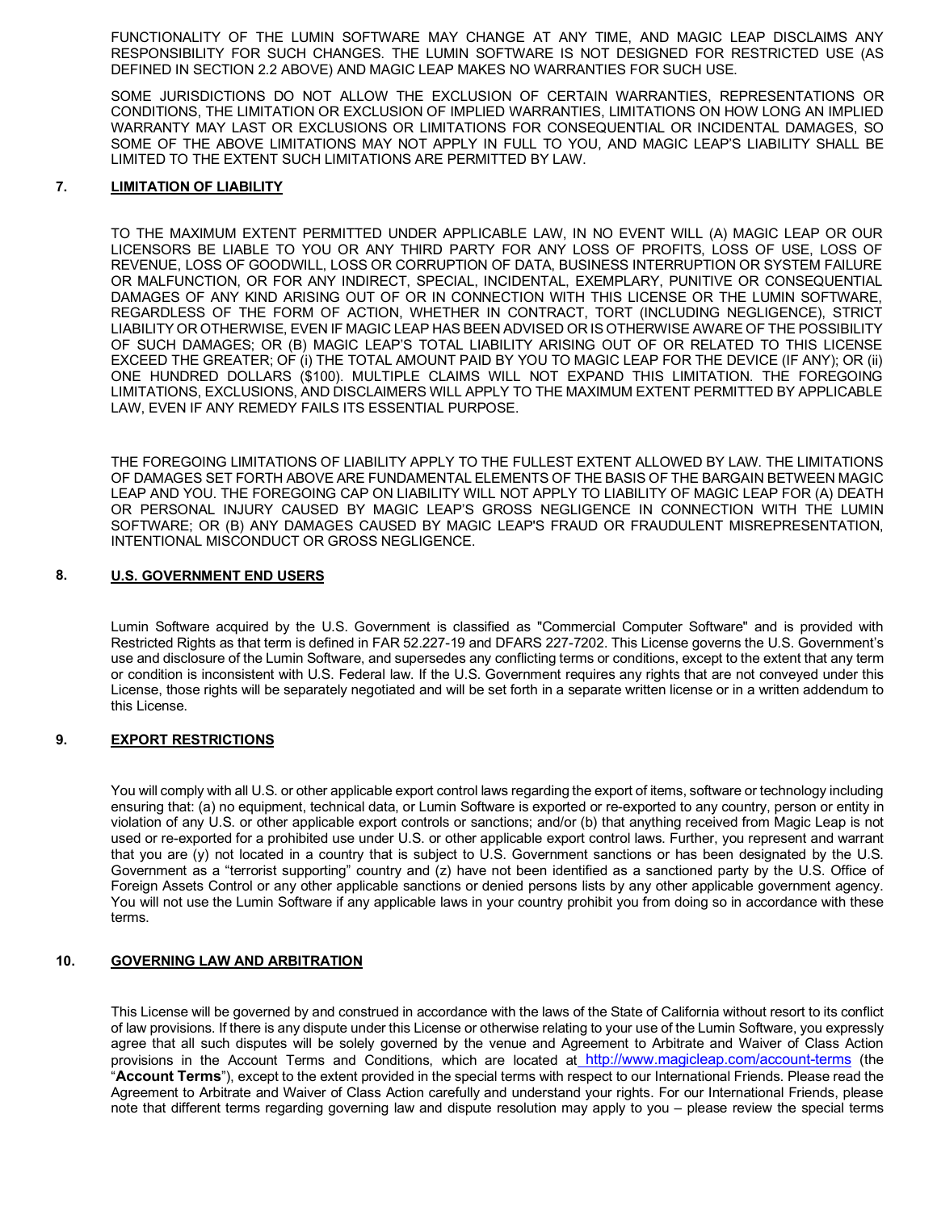FUNCTIONALITY OF THE LUMIN SOFTWARE MAY CHANGE AT ANY TIME, AND MAGIC LEAP DISCLAIMS ANY RESPONSIBILITY FOR SUCH CHANGES. THE LUMIN SOFTWARE IS NOT DESIGNED FOR RESTRICTED USE (AS DEFINED IN SECTION 2.2 ABOVE) AND MAGIC LEAP MAKES NO WARRANTIES FOR SUCH USE.

SOME JURISDICTIONS DO NOT ALLOW THE EXCLUSION OF CERTAIN WARRANTIES, REPRESENTATIONS OR CONDITIONS, THE LIMITATION OR EXCLUSION OF IMPLIED WARRANTIES, LIMITATIONS ON HOW LONG AN IMPLIED WARRANTY MAY LAST OR EXCLUSIONS OR LIMITATIONS FOR CONSEQUENTIAL OR INCIDENTAL DAMAGES, SO SOME OF THE ABOVE LIMITATIONS MAY NOT APPLY IN FULL TO YOU, AND MAGIC LEAP'S LIABILITY SHALL BE LIMITED TO THE EXTENT SUCH LIMITATIONS ARE PERMITTED BY LAW.

## 7. LIMITATION OF LIABILITY

TO THE MAXIMUM EXTENT PERMITTED UNDER APPLICABLE LAW, IN NO EVENT WILL (A) MAGIC LEAP OR OUR LICENSORS BE LIABLE TO YOU OR ANY THIRD PARTY FOR ANY LOSS OF PROFITS, LOSS OF USE, LOSS OF REVENUE, LOSS OF GOODWILL, LOSS OR CORRUPTION OF DATA, BUSINESS INTERRUPTION OR SYSTEM FAILURE OR MALFUNCTION, OR FOR ANY INDIRECT, SPECIAL, INCIDENTAL, EXEMPLARY, PUNITIVE OR CONSEQUENTIAL DAMAGES OF ANY KIND ARISING OUT OF OR IN CONNECTION WITH THIS LICENSE OR THE LUMIN SOFTWARE, REGARDLESS OF THE FORM OF ACTION, WHETHER IN CONTRACT, TORT (INCLUDING NEGLIGENCE), STRICT LIABILITY OR OTHERWISE, EVEN IF MAGIC LEAP HAS BEEN ADVISED OR IS OTHERWISE AWARE OF THE POSSIBILITY OF SUCH DAMAGES; OR (B) MAGIC LEAP'S TOTAL LIABILITY ARISING OUT OF OR RELATED TO THIS LICENSE EXCEED THE GREATER; OF (i) THE TOTAL AMOUNT PAID BY YOU TO MAGIC LEAP FOR THE DEVICE (IF ANY); OR (ii) ONE HUNDRED DOLLARS ($100). MULTIPLE CLAIMS WILL NOT EXPAND THIS LIMITATION. THE FOREGOING LIMITATIONS, EXCLUSIONS, AND DISCLAIMERS WILL APPLY TO THE MAXIMUM EXTENT PERMITTED BY APPLICABLE LAW, EVEN IF ANY REMEDY FAILS ITS ESSENTIAL PURPOSE.

THE FOREGOING LIMITATIONS OF LIABILITY APPLY TO THE FULLEST EXTENT ALLOWED BY LAW. THE LIMITATIONS OF DAMAGES SET FORTH ABOVE ARE FUNDAMENTAL ELEMENTS OF THE BASIS OF THE BARGAIN BETWEEN MAGIC LEAP AND YOU. THE FOREGOING CAP ON LIABILITY WILL NOT APPLY TO LIABILITY OF MAGIC LEAP FOR (A) DEATH OR PERSONAL INJURY CAUSED BY MAGIC LEAP'S GROSS NEGLIGENCE IN CONNECTION WITH THE LUMIN SOFTWARE; OR (B) ANY DAMAGES CAUSED BY MAGIC LEAP'S FRAUD OR FRAUDULENT MISREPRESENTATION, INTENTIONAL MISCONDUCT OR GROSS NEGLIGENCE.

## 8. U.S. GOVERNMENT END USERS

Lumin Software acquired by the U.S. Government is classified as "Commercial Computer Software" and is provided with Restricted Rights as that term is defined in FAR 52.227-19 and DFARS 227-7202. This License governs the U.S. Government's use and disclosure of the Lumin Software, and supersedes any conflicting terms or conditions, except to the extent that any term or condition is inconsistent with U.S. Federal law. If the U.S. Government requires any rights that are not conveyed under this License, those rights will be separately negotiated and will be set forth in a separate written license or in a written addendum to this License.

## 9. EXPORT RESTRICTIONS

You will comply with all U.S. or other applicable export control laws regarding the export of items, software or technology including ensuring that: (a) no equipment, technical data, or Lumin Software is exported or re-exported to any country, person or entity in violation of any U.S. or other applicable export controls or sanctions; and/or (b) that anything received from Magic Leap is not used or re-exported for a prohibited use under U.S. or other applicable export control laws. Further, you represent and warrant that you are (y) not located in a country that is subject to U.S. Government sanctions or has been designated by the U.S. Government as a "terrorist supporting" country and (z) have not been identified as a sanctioned party by the U.S. Office of Foreign Assets Control or any other applicable sanctions or denied persons lists by any other applicable government agency. You will not use the Lumin Software if any applicable laws in your country prohibit you from doing so in accordance with these terms.

## 10. GOVERNING LAW AND ARBITRATION

This License will be governed by and construed in accordance with the laws of the State of California without resort to its conflict of law provisions. If there is any dispute under this License or otherwise relating to your use of the Lumin Software, you expressly agree that all such disputes will be solely governed by the venue and Agreement to Arbitrate and Waiver of Class Action provisions in the Account Terms and Conditions, which are located at http://www.magicleap.com/account-terms (the "**Account Terms**"), except to the extent provided in the special terms with respect to our International Friends. Please read the Agreement to Arbitrate and Waiver of Class Action carefully and understand your rights. For our International Friends, please note that different terms regarding governing law and dispute resolution may apply to you – please review the special terms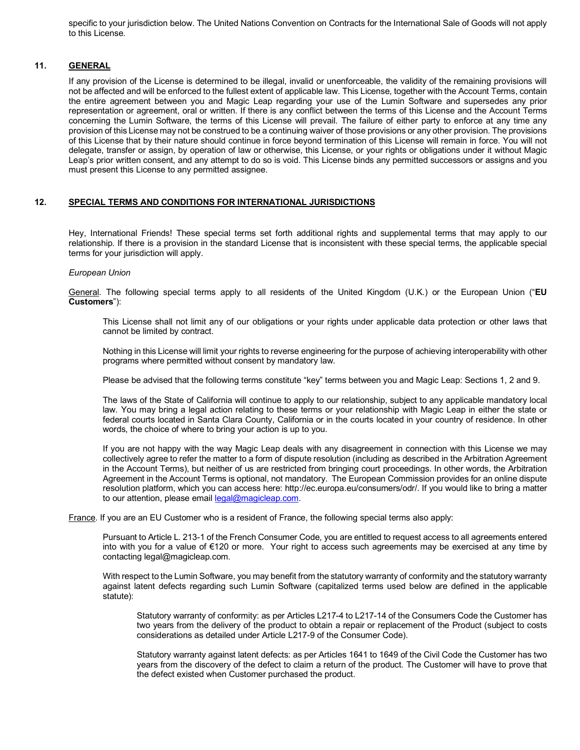specific to your jurisdiction below. The United Nations Convention on Contracts for the International Sale of Goods will not apply to this License.

## 11. GENERAL

If any provision of the License is determined to be illegal, invalid or unenforceable, the validity of the remaining provisions will not be affected and will be enforced to the fullest extent of applicable law. This License, together with the Account Terms, contain the entire agreement between you and Magic Leap regarding your use of the Lumin Software and supersedes any prior representation or agreement, oral or written. If there is any conflict between the terms of this License and the Account Terms concerning the Lumin Software, the terms of this License will prevail. The failure of either party to enforce at any time any provision of this License may not be construed to be a continuing waiver of those provisions or any other provision. The provisions of this License that by their nature should continue in force beyond termination of this License will remain in force. You will not delegate, transfer or assign, by operation of law or otherwise, this License, or your rights or obligations under it without Magic Leap's prior written consent, and any attempt to do so is void. This License binds any permitted successors or assigns and you must present this License to any permitted assignee.

## 12. SPECIAL TERMS AND CONDITIONS FOR INTERNATIONAL JURISDICTIONS

Hey, International Friends! These special terms set forth additional rights and supplemental terms that may apply to our relationship. If there is a provision in the standard License that is inconsistent with these special terms, the applicable special terms for your jurisdiction will apply.

*European Union*

General. The following special terms apply to all residents of the United Kingdom (U.K.) or the European Union ("**EU Customers**"):

This License shall not limit any of our obligations or your rights under applicable data protection or other laws that cannot be limited by contract.

Nothing in this License will limit your rights to reverse engineering for the purpose of achieving interoperability with other programs where permitted without consent by mandatory law.

Please be advised that the following terms constitute "key" terms between you and Magic Leap: Sections 1, 2 and 9.

The laws of the State of California will continue to apply to our relationship, subject to any applicable mandatory local law. You may bring a legal action relating to these terms or your relationship with Magic Leap in either the state or federal courts located in Santa Clara County, California or in the courts located in your country of residence. In other words, the choice of where to bring your action is up to you.

If you are not happy with the way Magic Leap deals with any disagreement in connection with this License we may collectively agree to refer the matter to a form of dispute resolution (including as described in the Arbitration Agreement in the Account Terms), but neither of us are restricted from bringing court proceedings. In other words, the Arbitration Agreement in the Account Terms is optional, not mandatory. The European Commission provides for an online dispute resolution platform, which you can access here: http://ec.europa.eu/consumers/odr/. If you would like to bring a matter to our attention, please email legal@magicleap.com.

France. If you are an EU Customer who is a resident of France, the following special terms also apply:

Pursuant to Article L. 213-1 of the French Consumer Code, you are entitled to request access to all agreements entered into with you for a value of €120 or more. Your right to access such agreements may be exercised at any time by contacting legal@magicleap.com.

With respect to the Lumin Software, you may benefit from the statutory warranty of conformity and the statutory warranty against latent defects regarding such Lumin Software (capitalized terms used below are defined in the applicable statute):

Statutory warranty of conformity: as per Articles L217-4 to L217-14 of the Consumers Code the Customer has two years from the delivery of the product to obtain a repair or replacement of the Product (subject to costs considerations as detailed under Article L217-9 of the Consumer Code).

Statutory warranty against latent defects: as per Articles 1641 to 1649 of the Civil Code the Customer has two years from the discovery of the defect to claim a return of the product. The Customer will have to prove that the defect existed when Customer purchased the product.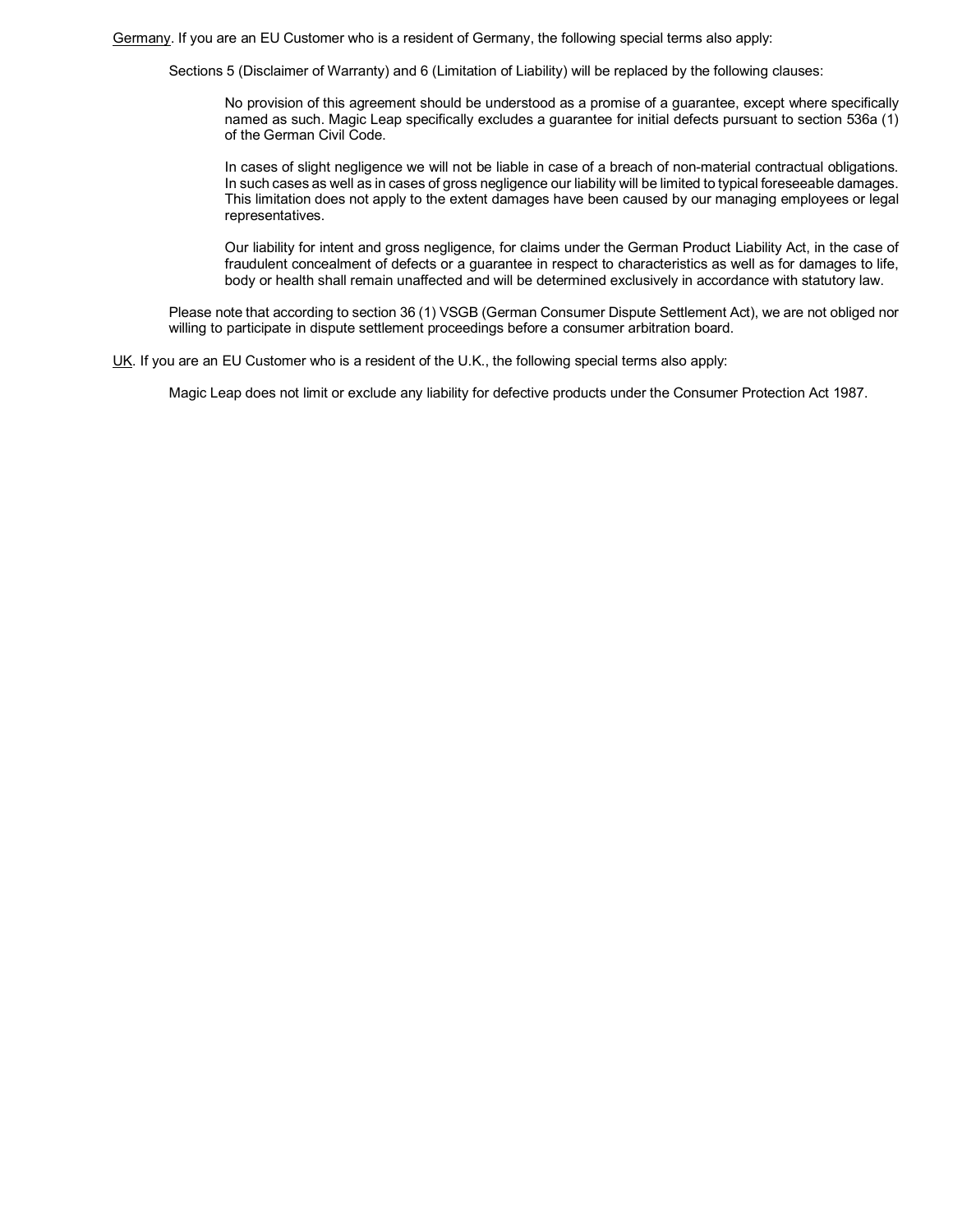Germany. If you are an EU Customer who is a resident of Germany, the following special terms also apply:

> Sections 5 (Disclaimer of Warranty) and 6 (Limitation of Liability) will be replaced by the following clauses:
>
> > No provision of this agreement should be understood as a promise of a guarantee, except where specifically named as such. Magic Leap specifically excludes a guarantee for initial defects pursuant to section 536a (1) of the German Civil Code.
> >
> > In cases of slight negligence we will not be liable in case of a breach of non-material contractual obligations. In such cases as well as in cases of gross negligence our liability will be limited to typical foreseeable damages. This limitation does not apply to the extent damages have been caused by our managing employees or legal representatives.
> >
> > Our liability for intent and gross negligence, for claims under the German Product Liability Act, in the case of fraudulent concealment of defects or a guarantee in respect to characteristics as well as for damages to life, body or health shall remain unaffected and will be determined exclusively in accordance with statutory law.
>
> Please note that according to section 36 (1) VSGB (German Consumer Dispute Settlement Act), we are not obliged nor willing to participate in dispute settlement proceedings before a consumer arbitration board.

UK. If you are an EU Customer who is a resident of the U.K., the following special terms also apply:

> Magic Leap does not limit or exclude any liability for defective products under the Consumer Protection Act 1987.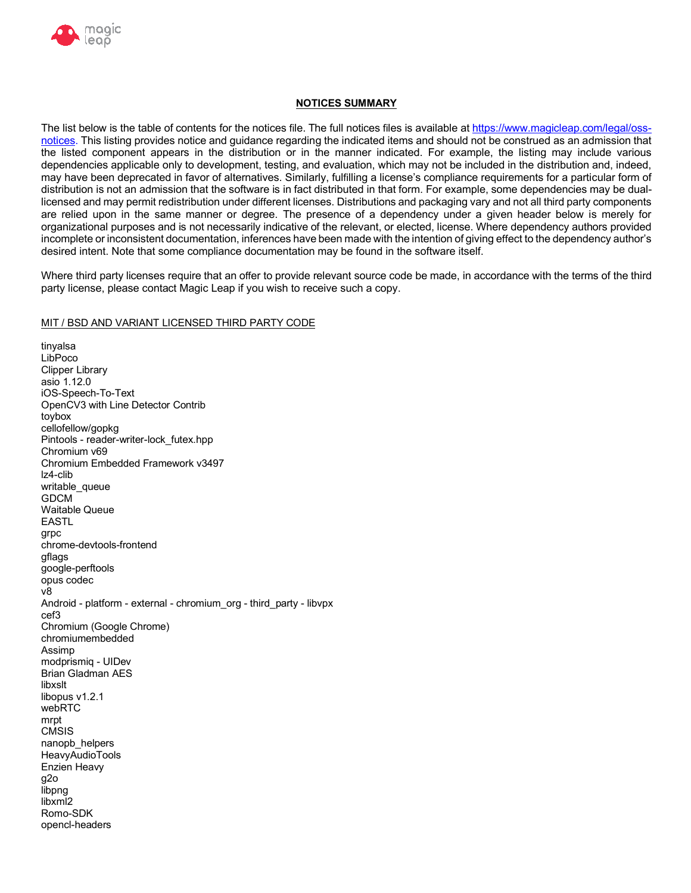**NOTICES SUMMARY**

The list below is the table of contents for the notices file. The full notices files is available at [https://www.magicleap.com/legal/oss-notices](https://www.magicleap.com/legal/oss-notices). This listing provides notice and guidance regarding the indicated items and should not be construed as an admission that the listed component appears in the distribution or in the manner indicated. For example, the listing may include various dependencies applicable only to development, testing, and evaluation, which may not be included in the distribution and, indeed, may have been deprecated in favor of alternatives. Similarly, fulfilling a license's compliance requirements for a particular form of distribution is not an admission that the software is in fact distributed in that form. For example, some dependencies may be dual-licensed and may permit redistribution under different licenses. Distributions and packaging vary and not all third party components are relied upon in the same manner or degree. The presence of a dependency under a given header below is merely for organizational purposes and is not necessarily indicative of the relevant, or elected, license. Where dependency authors provided incomplete or inconsistent documentation, inferences have been made with the intention of giving effect to the dependency author's desired intent. Note that some compliance documentation may be found in the software itself.

Where third party licenses require that an offer to provide relevant source code be made, in accordance with the terms of the third party license, please contact Magic Leap if you wish to receive such a copy.

MIT / BSD AND VARIANT LICENSED THIRD PARTY CODE

tinyalsa
LibPoco
Clipper Library
asio 1.12.0
iOS-Speech-To-Text
OpenCV3 with Line Detector Contrib
toybox
cellofellow/gopkg
Pintools - reader-writer-lock_futex.hpp
Chromium v69
Chromium Embedded Framework v3497
lz4-clib
writable_queue
GDCM
Waitable Queue
EASTL
grpc
chrome-devtools-frontend
gflags
google-perftools
opus codec
v8
Android - platform - external - chromium_org - third_party - libvpx
cef3
Chromium (Google Chrome)
chromiumembedded
Assimp
modprismiq - UIDev
Brian Gladman AES
libxslt
libopus v1.2.1
webRTC
mrpt
CMSIS
nanopb_helpers
HeavyAudioTools
Enzien Heavy
g2o
libpng
libxml2
Romo-SDK
opencl-headers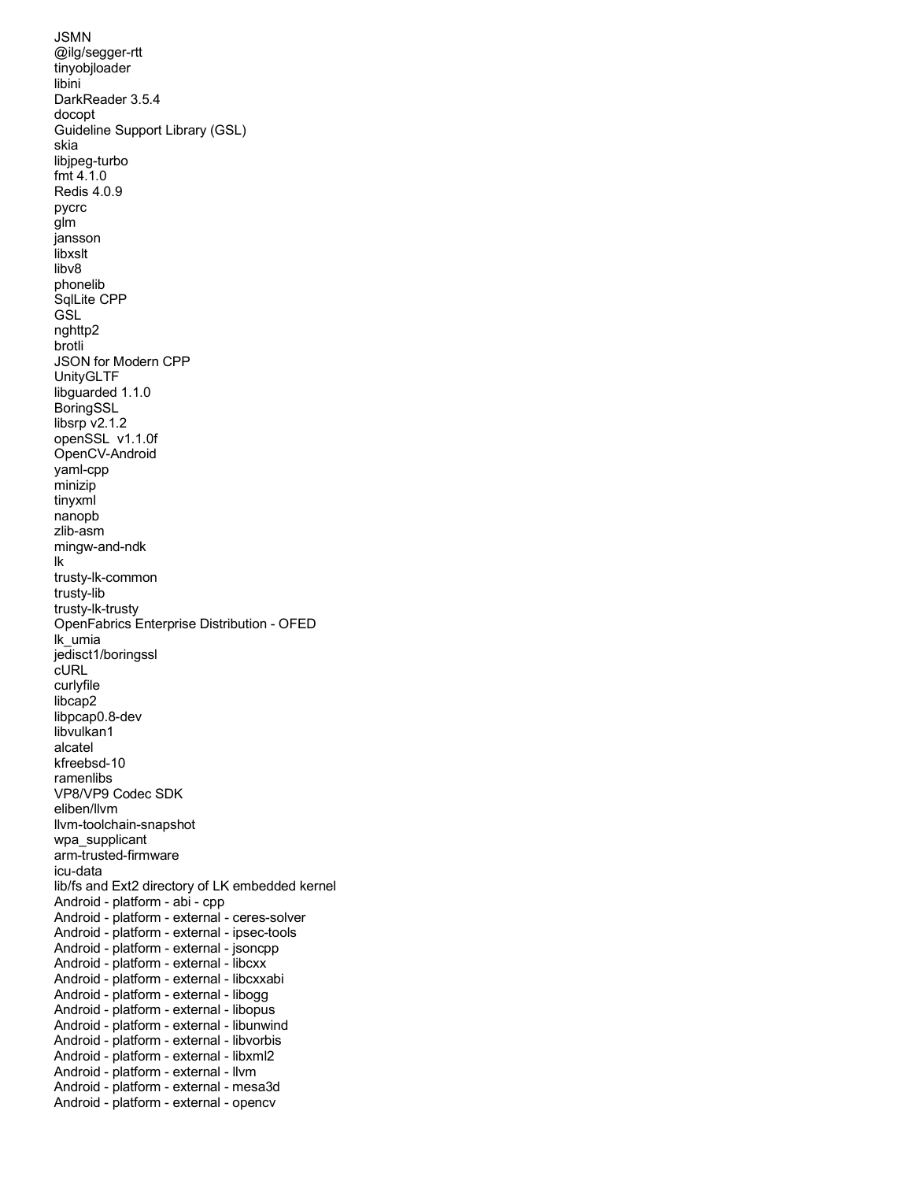JSMN
@ilg/segger-rtt
tinyobjloader
libini
DarkReader 3.5.4
docopt
Guideline Support Library (GSL)
skia
libjpeg-turbo
fmt 4.1.0
Redis 4.0.9
pycrc
glm
jansson
libxslt
libv8
phonelib
SqlLite CPP
GSL
nghttp2
brotli
JSON for Modern CPP
UnityGLTF
libguarded 1.1.0
BoringSSL
libsrp v2.1.2
openSSL  v1.1.0f
OpenCV-Android
yaml-cpp
minizip
tinyxml
nanopb
zlib-asm
mingw-and-ndk
lk
trusty-lk-common
trusty-lib
trusty-lk-trusty
OpenFabrics Enterprise Distribution - OFED
lk_umia
jedisct1/boringssl
cURL
curlyfile
libcap2
libpcap0.8-dev
libvulkan1
alcatel
kfreebsd-10
ramenlibs
VP8/VP9 Codec SDK
eliben/llvm
llvm-toolchain-snapshot
wpa_supplicant
arm-trusted-firmware
icu-data
lib/fs and Ext2 directory of LK embedded kernel
Android - platform - abi - cpp
Android - platform - external - ceres-solver
Android - platform - external - ipsec-tools
Android - platform - external - jsoncpp
Android - platform - external - libcxx
Android - platform - external - libcxxabi
Android - platform - external - libogg
Android - platform - external - libopus
Android - platform - external - libunwind
Android - platform - external - libvorbis
Android - platform - external - libxml2
Android - platform - external - llvm
Android - platform - external - mesa3d
Android - platform - external - opencv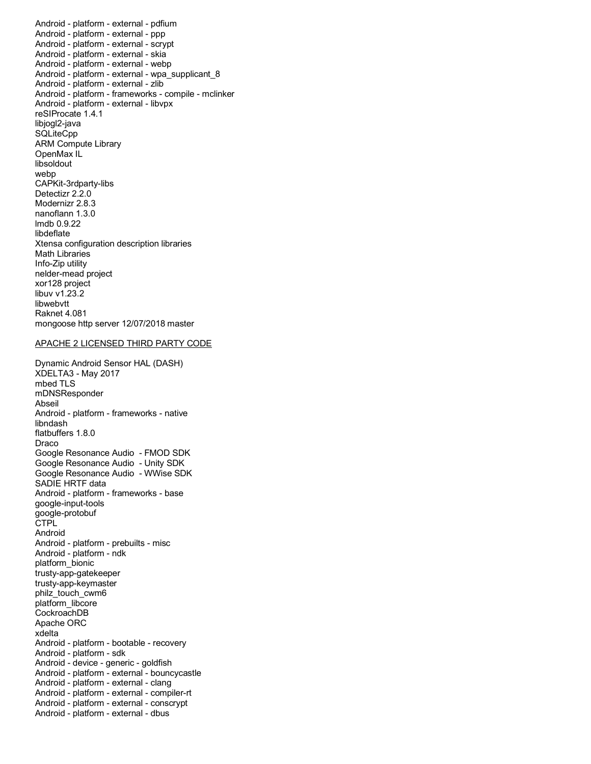Android - platform - external - pdfium
Android - platform - external - ppp
Android - platform - external - scrypt
Android - platform - external - skia
Android - platform - external - webp
Android - platform - external - wpa_supplicant_8
Android - platform - external - zlib
Android - platform - frameworks - compile - mclinker
Android - platform - external - libvpx
reSIProcate 1.4.1
libjogl2-java
SQLiteCpp
ARM Compute Library
OpenMax IL
libsoldout
webp
CAPKit-3rdparty-libs
Detectizr 2.2.0
Modernizr 2.8.3
nanoflann 1.3.0
lmdb 0.9.22
libdeflate
Xtensa configuration description libraries
Math Libraries
Info-Zip utility
nelder-mead project
xor128 project
libuv v1.23.2
libwebvtt
Raknet 4.081
mongoose http server 12/07/2018 master

APACHE 2 LICENSED THIRD PARTY CODE

Dynamic Android Sensor HAL (DASH)
XDELTA3 - May 2017
mbed TLS
mDNSResponder
Abseil
Android - platform - frameworks - native
libndash
flatbuffers 1.8.0
Draco
Google Resonance Audio - FMOD SDK
Google Resonance Audio - Unity SDK
Google Resonance Audio - WWise SDK
SADIE HRTF data
Android - platform - frameworks - base
google-input-tools
google-protobuf
CTPL
Android
Android - platform - prebuilts - misc
Android - platform - ndk
platform_bionic
trusty-app-gatekeeper
trusty-app-keymaster
philz_touch_cwm6
platform_libcore
CockroachDB
Apache ORC
xdelta
Android - platform - bootable - recovery
Android - platform - sdk
Android - device - generic - goldfish
Android - platform - external - bouncycastle
Android - platform - external - clang
Android - platform - external - compiler-rt
Android - platform - external - conscrypt
Android - platform - external - dbus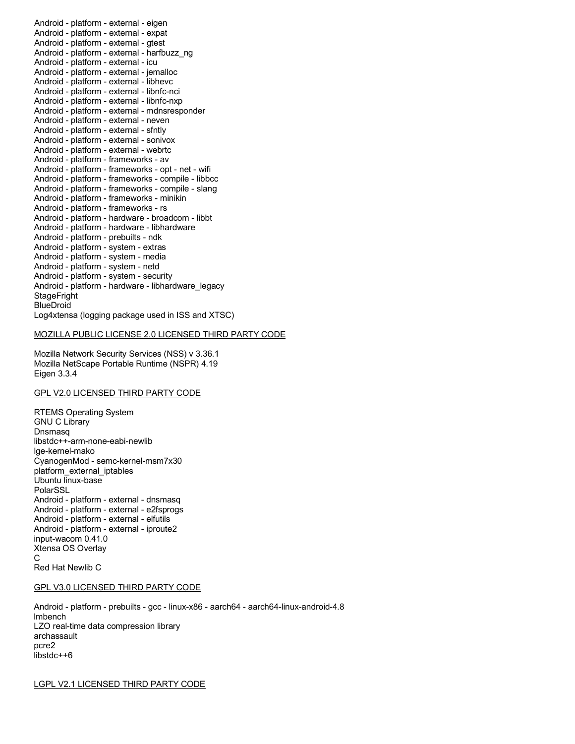Android - platform - external - eigen
Android - platform - external - expat
Android - platform - external - gtest
Android - platform - external - harfbuzz_ng
Android - platform - external - icu
Android - platform - external - jemalloc
Android - platform - external - libhevc
Android - platform - external - libnfc-nci
Android - platform - external - libnfc-nxp
Android - platform - external - mdnsresponder
Android - platform - external - neven
Android - platform - external - sfntly
Android - platform - external - sonivox
Android - platform - external - webrtc
Android - platform - frameworks - av
Android - platform - frameworks - opt - net - wifi
Android - platform - frameworks - compile - libbcc
Android - platform - frameworks - compile - slang
Android - platform - frameworks - minikin
Android - platform - frameworks - rs
Android - platform - hardware - broadcom - libbt
Android - platform - hardware - libhardware
Android - platform - prebuilts - ndk
Android - platform - system - extras
Android - platform - system - media
Android - platform - system - netd
Android - platform - system - security
Android - platform - hardware - libhardware_legacy
StageFright
BlueDroid
Log4xtensa (logging package used in ISS and XTSC)

<u>MOZILLA PUBLIC LICENSE 2.0 LICENSED THIRD PARTY CODE</u>

Mozilla Network Security Services (NSS) v 3.36.1
Mozilla NetScape Portable Runtime (NSPR) 4.19
Eigen 3.3.4

<u>GPL V2.0 LICENSED THIRD PARTY CODE</u>

RTEMS Operating System
GNU C Library
Dnsmasq
libstdc++-arm-none-eabi-newlib
lge-kernel-mako
CyanogenMod - semc-kernel-msm7x30
platform_external_iptables
Ubuntu linux-base
PolarSSL
Android - platform - external - dnsmasq
Android - platform - external - e2fsprogs
Android - platform - external - elfutils
Android - platform - external - iproute2
input-wacom 0.41.0
Xtensa OS Overlay
C
Red Hat Newlib C

<u>GPL V3.0 LICENSED THIRD PARTY CODE</u>

Android - platform - prebuilts - gcc - linux-x86 - aarch64 - aarch64-linux-android-4.8
lmbench
LZO real-time data compression library
archassault
pcre2
libstdc++6

<u>LGPL V2.1 LICENSED THIRD PARTY CODE</u>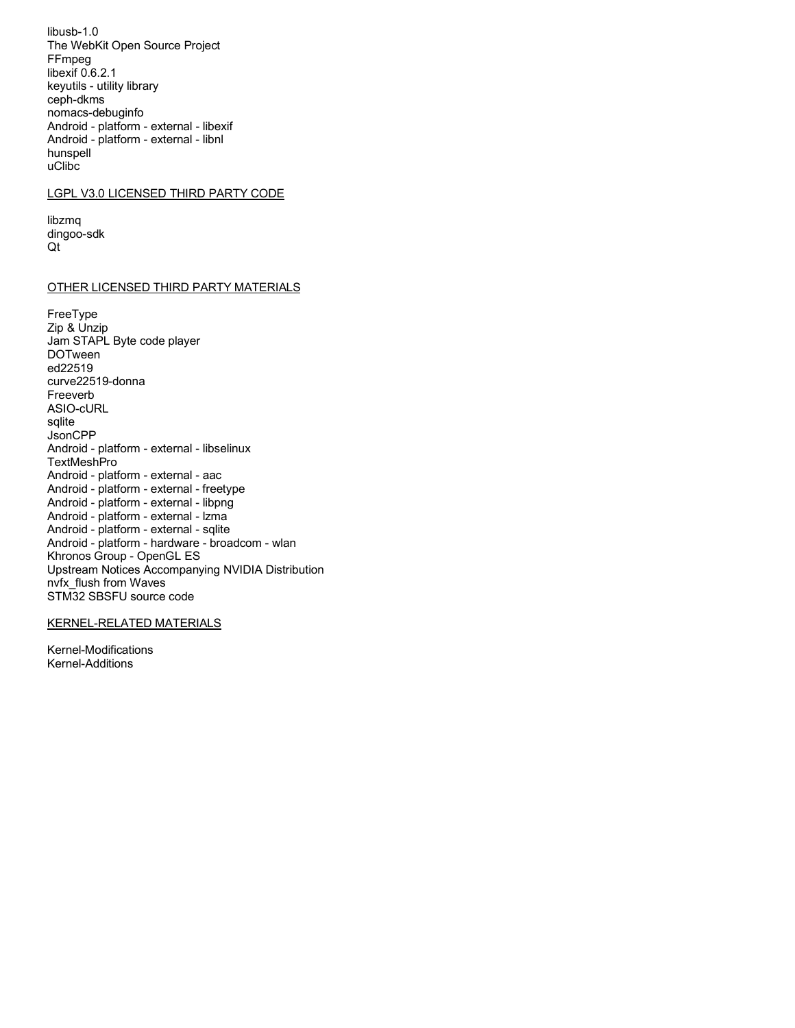libusb-1.0
The WebKit Open Source Project
FFmpeg
libexif 0.6.2.1
keyutils - utility library
ceph-dkms
nomacs-debuginfo
Android - platform - external - libexif
Android - platform - external - libnl
hunspell
uClibc

## LGPL V3.0 LICENSED THIRD PARTY CODE

libzmq
dingoo-sdk
Qt

## OTHER LICENSED THIRD PARTY MATERIALS

FreeType
Zip & Unzip
Jam STAPL Byte code player
DOTween
ed22519
curve22519-donna
Freeverb
ASIO-cURL
sqlite
JsonCPP
Android - platform - external - libselinux
TextMeshPro
Android - platform - external - aac
Android - platform - external - freetype
Android - platform - external - libpng
Android - platform - external - lzma
Android - platform - external - sqlite
Android - platform - hardware - broadcom - wlan
Khronos Group - OpenGL ES
Upstream Notices Accompanying NVIDIA Distribution
nvfx_flush from Waves
STM32 SBSFU source code

## KERNEL-RELATED MATERIALS

Kernel-Modifications
Kernel-Additions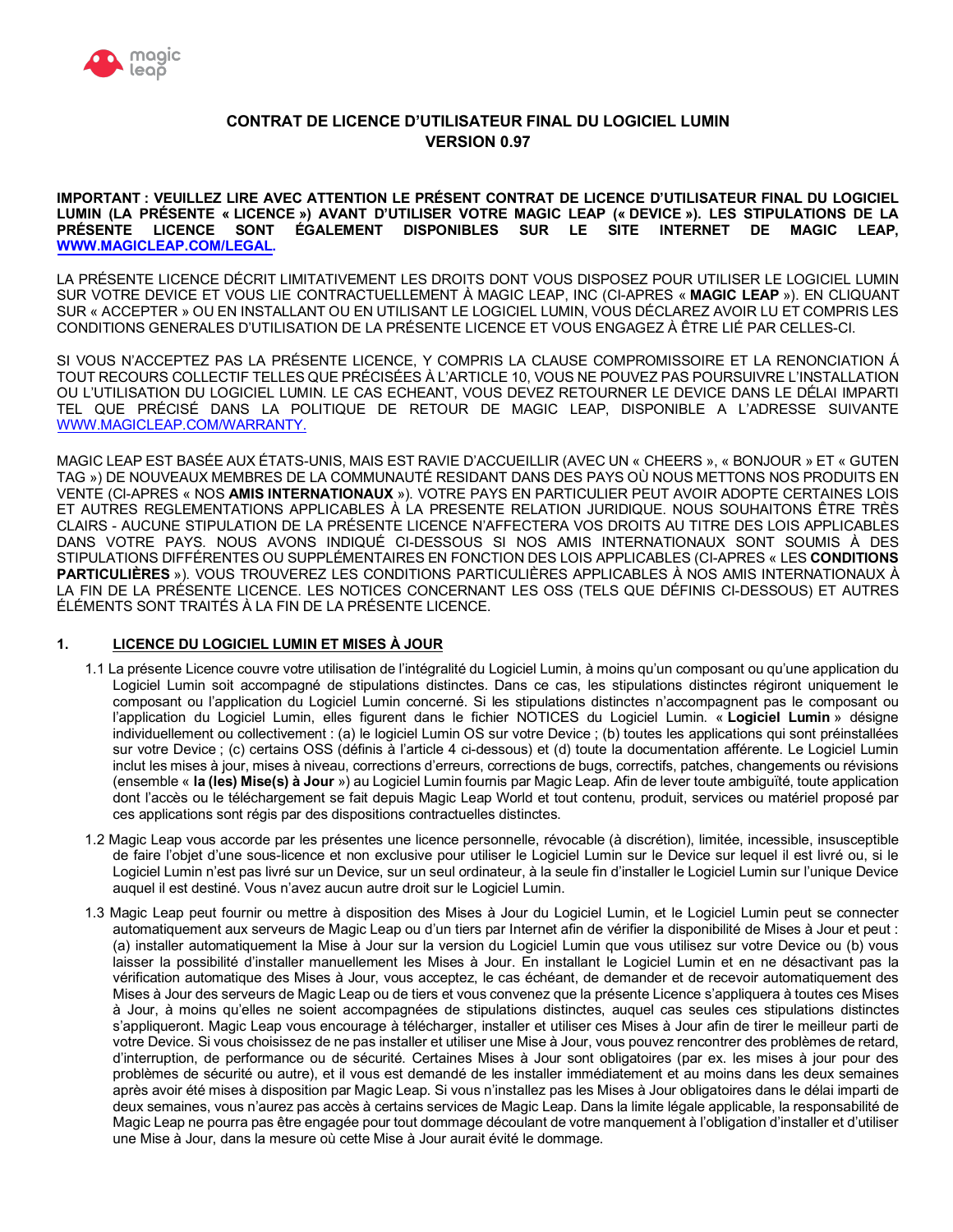# CONTRAT DE LICENCE D'UTILISATEUR FINAL DU LOGICIEL LUMIN
## VERSION 0.97

**IMPORTANT : VEUILLEZ LIRE AVEC ATTENTION LE PRÉSENT CONTRAT DE LICENCE D'UTILISATEUR FINAL DU LOGICIEL LUMIN (LA PRÉSENTE « LICENCE ») AVANT D'UTILISER VOTRE MAGIC LEAP (« DEVICE »). LES STIPULATIONS DE LA PRÉSENTE LICENCE SONT ÉGALEMENT DISPONIBLES SUR LE SITE INTERNET DE MAGIC LEAP, WWW.MAGICLEAP.COM/LEGAL.**

LA PRÉSENTE LICENCE DÉCRIT LIMITATIVEMENT LES DROITS DONT VOUS DISPOSEZ POUR UTILISER LE LOGICIEL LUMIN SUR VOTRE DEVICE ET VOUS LIE CONTRACTUELLEMENT À MAGIC LEAP, INC (CI-APRES « **MAGIC LEAP** »). EN CLIQUANT SUR « ACCEPTER » OU EN INSTALLANT OU EN UTILISANT LE LOGICIEL LUMIN, VOUS DÉCLAREZ AVOIR LU ET COMPRIS LES CONDITIONS GENERALES D'UTILISATION DE LA PRÉSENTE LICENCE ET VOUS ENGAGEZ À ÊTRE LIÉ PAR CELLES-CI.

SI VOUS N'ACCEPTEZ PAS LA PRÉSENTE LICENCE, Y COMPRIS LA CLAUSE COMPROMISSOIRE ET LA RENONCIATION Á TOUT RECOURS COLLECTIF TELLES QUE PRÉCISÉES À L'ARTICLE 10, VOUS NE POUVEZ PAS POURSUIVRE L'INSTALLATION OU L'UTILISATION DU LOGICIEL LUMIN. LE CAS ECHEANT, VOUS DEVEZ RETOURNER LE DEVICE DANS LE DÉLAI IMPARTI TEL QUE PRÉCISÉ DANS LA POLITIQUE DE RETOUR DE MAGIC LEAP, DISPONIBLE A L'ADRESSE SUIVANTE WWW.MAGICLEAP.COM/WARRANTY.

MAGIC LEAP EST BASÉE AUX ÉTATS-UNIS, MAIS EST RAVIE D'ACCUEILLIR (AVEC UN « CHEERS », « BONJOUR » ET « GUTEN TAG ») DE NOUVEAUX MEMBRES DE LA COMMUNAUTÉ RESIDANT DANS DES PAYS OÙ NOUS METTONS NOS PRODUITS EN VENTE (CI-APRES « NOS **AMIS INTERNATIONAUX** »). VOTRE PAYS EN PARTICULIER PEUT AVOIR ADOPTE CERTAINES LOIS ET AUTRES REGLEMENTATIONS APPLICABLES À LA PRESENTE RELATION JURIDIQUE. NOUS SOUHAITONS ÊTRE TRÈS CLAIRS - AUCUNE STIPULATION DE LA PRÉSENTE LICENCE N'AFFECTERA VOS DROITS AU TITRE DES LOIS APPLICABLES DANS VOTRE PAYS. NOUS AVONS INDIQUÉ CI-DESSOUS SI NOS AMIS INTERNATIONAUX SONT SOUMIS À DES STIPULATIONS DIFFÉRENTES OU SUPPLÉMENTAIRES EN FONCTION DES LOIS APPLICABLES (CI-APRES « LES **CONDITIONS PARTICULIÈRES** »). VOUS TROUVEREZ LES CONDITIONS PARTICULIÈRES APPLICABLES À NOS AMIS INTERNATIONAUX À LA FIN DE LA PRÉSENTE LICENCE. LES NOTICES CONCERNANT LES OSS (TELS QUE DÉFINIS CI-DESSOUS) ET AUTRES ÉLÉMENTS SONT TRAITÉS À LA FIN DE LA PRÉSENTE LICENCE.

## 1. LICENCE DU LOGICIEL LUMIN ET MISES À JOUR

1.1 La présente Licence couvre votre utilisation de l'intégralité du Logiciel Lumin, à moins qu'un composant ou qu'une application du Logiciel Lumin soit accompagné de stipulations distinctes. Dans ce cas, les stipulations distinctes régiront uniquement le composant ou l'application du Logiciel Lumin concerné. Si les stipulations distinctes n'accompagnent pas le composant ou l'application du Logiciel Lumin, elles figurent dans le fichier NOTICES du Logiciel Lumin. « **Logiciel Lumin** » désigne individuellement ou collectivement : (a) le logiciel Lumin OS sur votre Device ; (b) toutes les applications qui sont préinstallées sur votre Device ; (c) certains OSS (définis à l'article 4 ci-dessous) et (d) toute la documentation afférente. Le Logiciel Lumin inclut les mises à jour, mises à niveau, corrections d'erreurs, corrections de bugs, correctifs, patches, changements ou révisions (ensemble « **la (les) Mise(s) à Jour** ») au Logiciel Lumin fournis par Magic Leap. Afin de lever toute ambiguïté, toute application dont l'accès ou le téléchargement se fait depuis Magic Leap World et tout contenu, produit, services ou matériel proposé par ces applications sont régis par des dispositions contractuelles distinctes.

1.2 Magic Leap vous accorde par les présentes une licence personnelle, révocable (à discrétion), limitée, incessible, insusceptible de faire l'objet d'une sous-licence et non exclusive pour utiliser le Logiciel Lumin sur le Device sur lequel il est livré ou, si le Logiciel Lumin n'est pas livré sur un Device, sur un seul ordinateur, à la seule fin d'installer le Logiciel Lumin sur l'unique Device auquel il est destiné. Vous n'avez aucun autre droit sur le Logiciel Lumin.

1.3 Magic Leap peut fournir ou mettre à disposition des Mises à Jour du Logiciel Lumin, et le Logiciel Lumin peut se connecter automatiquement aux serveurs de Magic Leap ou d'un tiers par Internet afin de vérifier la disponibilité de Mises à Jour et peut : (a) installer automatiquement la Mise à Jour sur la version du Logiciel Lumin que vous utilisez sur votre Device ou (b) vous laisser la possibilité d'installer manuellement les Mises à Jour. En installant le Logiciel Lumin et en ne désactivant pas la vérification automatique des Mises à Jour, vous acceptez, le cas échéant, de demander et de recevoir automatiquement des Mises à Jour des serveurs de Magic Leap ou de tiers et vous convenez que la présente Licence s'appliquera à toutes ces Mises à Jour, à moins qu'elles ne soient accompagnées de stipulations distinctes, auquel cas seules ces stipulations distinctes s'appliqueront. Magic Leap vous encourage à télécharger, installer et utiliser ces Mises à Jour afin de tirer le meilleur parti de votre Device. Si vous choisissez de ne pas installer et utiliser une Mise à Jour, vous pouvez rencontrer des problèmes de retard, d'interruption, de performance ou de sécurité. Certaines Mises à Jour sont obligatoires (par ex. les mises à jour pour des problèmes de sécurité ou autre), et il vous est demandé de les installer immédiatement et au moins dans les deux semaines après avoir été mises à disposition par Magic Leap. Si vous n'installez pas les Mises à Jour obligatoires dans le délai imparti de deux semaines, vous n'aurez pas accès à certains services de Magic Leap. Dans la limite légale applicable, la responsabilité de Magic Leap ne pourra pas être engagée pour tout dommage découlant de votre manquement à l'obligation d'installer et d'utiliser une Mise à Jour, dans la mesure où cette Mise à Jour aurait évité le dommage.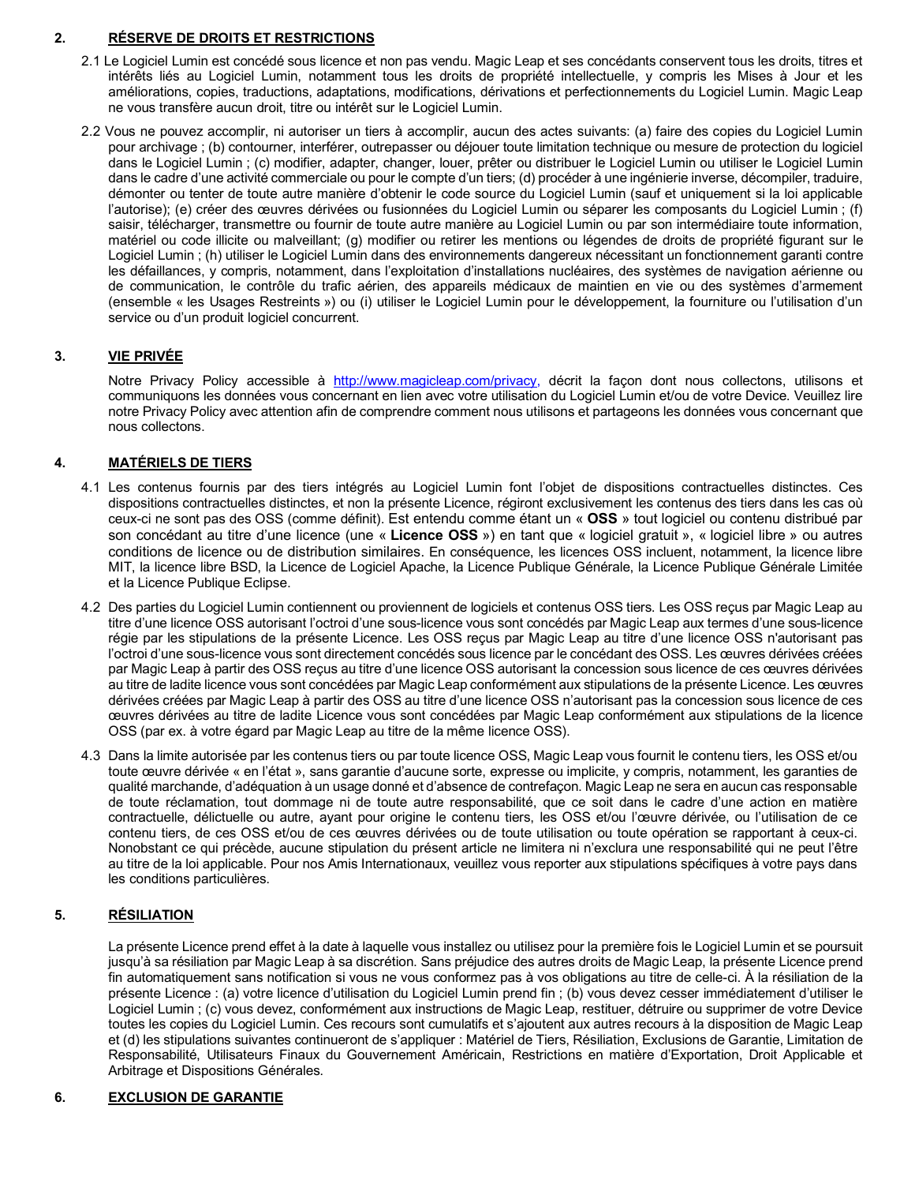## 2. RÉSERVE DE DROITS ET RESTRICTIONS

2.1 Le Logiciel Lumin est concédé sous licence et non pas vendu. Magic Leap et ses concédants conservent tous les droits, titres et intérêts liés au Logiciel Lumin, notamment tous les droits de propriété intellectuelle, y compris les Mises à Jour et les améliorations, copies, traductions, adaptations, modifications, dérivations et perfectionnements du Logiciel Lumin. Magic Leap ne vous transfère aucun droit, titre ou intérêt sur le Logiciel Lumin.

2.2 Vous ne pouvez accomplir, ni autoriser un tiers à accomplir, aucun des actes suivants: (a) faire des copies du Logiciel Lumin pour archivage ; (b) contourner, interférer, outrepasser ou déjouer toute limitation technique ou mesure de protection du logiciel dans le Logiciel Lumin ; (c) modifier, adapter, changer, louer, prêter ou distribuer le Logiciel Lumin ou utiliser le Logiciel Lumin dans le cadre d'une activité commerciale ou pour le compte d'un tiers; (d) procéder à une ingénierie inverse, décompiler, traduire, démonter ou tenter de toute autre manière d'obtenir le code source du Logiciel Lumin (sauf et uniquement si la loi applicable l'autorise); (e) créer des œuvres dérivées ou fusionnées du Logiciel Lumin ou séparer les composants du Logiciel Lumin ; (f) saisir, télécharger, transmettre ou fournir de toute autre manière au Logiciel Lumin ou par son intermédiaire toute information, matériel ou code illicite ou malveillant; (g) modifier ou retirer les mentions ou légendes de droits de propriété figurant sur le Logiciel Lumin ; (h) utiliser le Logiciel Lumin dans des environnements dangereux nécessitant un fonctionnement garanti contre les défaillances, y compris, notamment, dans l'exploitation d'installations nucléaires, des systèmes de navigation aérienne ou de communication, le contrôle du trafic aérien, des appareils médicaux de maintien en vie ou des systèmes d'armement (ensemble « les Usages Restreints ») ou (i) utiliser le Logiciel Lumin pour le développement, la fourniture ou l'utilisation d'un service ou d'un produit logiciel concurrent.

## 3. VIE PRIVÉE

Notre Privacy Policy accessible à http://www.magicleap.com/privacy, décrit la façon dont nous collectons, utilisons et communiquons les données vous concernant en lien avec votre utilisation du Logiciel Lumin et/ou de votre Device. Veuillez lire notre Privacy Policy avec attention afin de comprendre comment nous utilisons et partageons les données vous concernant que nous collectons.

## 4. MATÉRIELS DE TIERS

4.1 Les contenus fournis par des tiers intégrés au Logiciel Lumin font l'objet de dispositions contractuelles distinctes. Ces dispositions contractuelles distinctes, et non la présente Licence, régiront exclusivement les contenus des tiers dans les cas où ceux-ci ne sont pas des OSS (comme définit). Est entendu comme étant un « **OSS** » tout logiciel ou contenu distribué par son concédant au titre d'une licence (une « **Licence OSS** ») en tant que « logiciel gratuit », « logiciel libre » ou autres conditions de licence ou de distribution similaires. En conséquence, les licences OSS incluent, notamment, la licence libre MIT, la licence libre BSD, la Licence de Logiciel Apache, la Licence Publique Générale, la Licence Publique Générale Limitée et la Licence Publique Eclipse.

4.2 Des parties du Logiciel Lumin contiennent ou proviennent de logiciels et contenus OSS tiers. Les OSS reçus par Magic Leap au titre d'une licence OSS autorisant l'octroi d'une sous-licence vous sont concédés par Magic Leap aux termes d'une sous-licence régie par les stipulations de la présente Licence. Les OSS reçus par Magic Leap au titre d'une licence OSS n'autorisant pas l'octroi d'une sous-licence vous sont directement concédés sous licence par le concédant des OSS. Les œuvres dérivées créées par Magic Leap à partir des OSS reçus au titre d'une licence OSS autorisant la concession sous licence de ces œuvres dérivées au titre de ladite licence vous sont concédées par Magic Leap conformément aux stipulations de la présente Licence. Les œuvres dérivées créées par Magic Leap à partir des OSS au titre d'une licence OSS n'autorisant pas la concession sous licence de ces œuvres dérivées au titre de ladite Licence vous sont concédées par Magic Leap conformément aux stipulations de la licence OSS (par ex. à votre égard par Magic Leap au titre de la même licence OSS).

4.3 Dans la limite autorisée par les contenus tiers ou par toute licence OSS, Magic Leap vous fournit le contenu tiers, les OSS et/ou toute œuvre dérivée « en l'état », sans garantie d'aucune sorte, expresse ou implicite, y compris, notamment, les garanties de qualité marchande, d'adéquation à un usage donné et d'absence de contrefaçon. Magic Leap ne sera en aucun cas responsable de toute réclamation, tout dommage ni de toute autre responsabilité, que ce soit dans le cadre d'une action en matière contractuelle, délictuelle ou autre, ayant pour origine le contenu tiers, les OSS et/ou l'œuvre dérivée, ou l'utilisation de ce contenu tiers, de ces OSS et/ou de ces œuvres dérivées ou de toute utilisation ou toute opération se rapportant à ceux-ci. Nonobstant ce qui précède, aucune stipulation du présent article ne limitera ni n'exclura une responsabilité qui ne peut l'être au titre de la loi applicable. Pour nos Amis Internationaux, veuillez vous reporter aux stipulations spécifiques à votre pays dans les conditions particulières.

## 5. RÉSILIATION

La présente Licence prend effet à la date à laquelle vous installez ou utilisez pour la première fois le Logiciel Lumin et se poursuit jusqu'à sa résiliation par Magic Leap à sa discrétion. Sans préjudice des autres droits de Magic Leap, la présente Licence prend fin automatiquement sans notification si vous ne vous conformez pas à vos obligations au titre de celle-ci. À la résiliation de la présente Licence : (a) votre licence d'utilisation du Logiciel Lumin prend fin ; (b) vous devez cesser immédiatement d'utiliser le Logiciel Lumin ; (c) vous devez, conformément aux instructions de Magic Leap, restituer, détruire ou supprimer de votre Device toutes les copies du Logiciel Lumin. Ces recours sont cumulatifs et s'ajoutent aux autres recours à la disposition de Magic Leap et (d) les stipulations suivantes continueront de s'appliquer : Matériel de Tiers, Résiliation, Exclusions de Garantie, Limitation de Responsabilité, Utilisateurs Finaux du Gouvernement Américain, Restrictions en matière d'Exportation, Droit Applicable et Arbitrage et Dispositions Générales.

## 6. EXCLUSION DE GARANTIE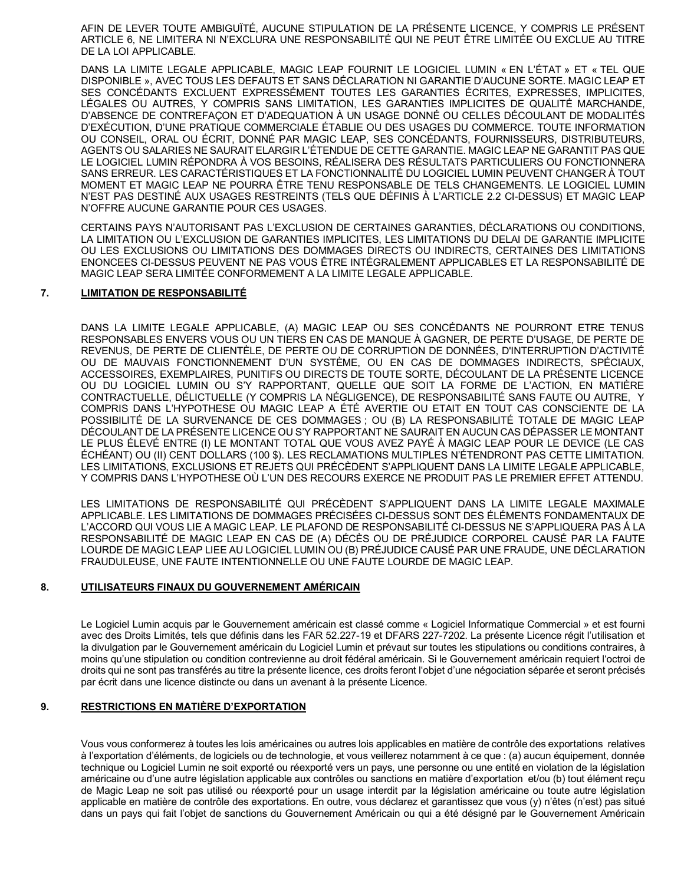AFIN DE LEVER TOUTE AMBIGUÏTÉ, AUCUNE STIPULATION DE LA PRÉSENTE LICENCE, Y COMPRIS LE PRÉSENT ARTICLE 6, NE LIMITERA NI N'EXCLURA UNE RESPONSABILITÉ QUI NE PEUT ÊTRE LIMITÉE OU EXCLUE AU TITRE DE LA LOI APPLICABLE.

DANS LA LIMITE LEGALE APPLICABLE, MAGIC LEAP FOURNIT LE LOGICIEL LUMIN « EN L'ÉTAT » ET « TEL QUE DISPONIBLE », AVEC TOUS LES DEFAUTS ET SANS DÉCLARATION NI GARANTIE D'AUCUNE SORTE. MAGIC LEAP ET SES CONCÉDANTS EXCLUENT EXPRESSÉMENT TOUTES LES GARANTIES ÉCRITES, EXPRESSES, IMPLICITES, LÉGALES OU AUTRES, Y COMPRIS SANS LIMITATION, LES GARANTIES IMPLICITES DE QUALITÉ MARCHANDE, D'ABSENCE DE CONTREFAÇON ET D'ADEQUATION À UN USAGE DONNÉ OU CELLES DÉCOULANT DE MODALITÉS D'EXÉCUTION, D'UNE PRATIQUE COMMERCIALE ÉTABLIE OU DES USAGES DU COMMERCE. TOUTE INFORMATION OU CONSEIL, ORAL OU ÉCRIT, DONNÉ PAR MAGIC LEAP, SES CONCÉDANTS, FOURNISSEURS, DISTRIBUTEURS, AGENTS OU SALARIES NE SAURAIT ELARGIR L'ÉTENDUE DE CETTE GARANTIE. MAGIC LEAP NE GARANTIT PAS QUE LE LOGICIEL LUMIN RÉPONDRA À VOS BESOINS, RÉALISERA DES RÉSULTATS PARTICULIERS OU FONCTIONNERA SANS ERREUR. LES CARACTÉRISTIQUES ET LA FONCTIONNALITÉ DU LOGICIEL LUMIN PEUVENT CHANGER À TOUT MOMENT ET MAGIC LEAP NE POURRA ÊTRE TENU RESPONSABLE DE TELS CHANGEMENTS. LE LOGICIEL LUMIN N'EST PAS DESTINÉ AUX USAGES RESTREINTS (TELS QUE DÉFINIS À L'ARTICLE 2.2 CI-DESSUS) ET MAGIC LEAP N'OFFRE AUCUNE GARANTIE POUR CES USAGES.

CERTAINS PAYS N'AUTORISANT PAS L'EXCLUSION DE CERTAINES GARANTIES, DÉCLARATIONS OU CONDITIONS, LA LIMITATION OU L'EXCLUSION DE GARANTIES IMPLICITES, LES LIMITATIONS DU DELAI DE GARANTIE IMPLICITE OU LES EXCLUSIONS OU LIMITATIONS DES DOMMAGES DIRECTS OU INDIRECTS, CERTAINES DES LIMITATIONS ENONCEES CI-DESSUS PEUVENT NE PAS VOUS ÊTRE INTÉGRALEMENT APPLICABLES ET LA RESPONSABILITÉ DE MAGIC LEAP SERA LIMITÉE CONFORMEMENT A LA LIMITE LEGALE APPLICABLE.

## 7. LIMITATION DE RESPONSABILITÉ

DANS LA LIMITE LEGALE APPLICABLE, (A) MAGIC LEAP OU SES CONCÉDANTS NE POURRONT ETRE TENUS RESPONSABLES ENVERS VOUS OU UN TIERS EN CAS DE MANQUE À GAGNER, DE PERTE D'USAGE, DE PERTE DE REVENUS, DE PERTE DE CLIENTÈLE, DE PERTE OU DE CORRUPTION DE DONNÉES, D'INTERRUPTION D'ACTIVITÉ OU DE MAUVAIS FONCTIONNEMENT D'UN SYSTÈME, OU EN CAS DE DOMMAGES INDIRECTS, SPÉCIAUX, ACCESSOIRES, EXEMPLAIRES, PUNITIFS OU DIRECTS DE TOUTE SORTE, DÉCOULANT DE LA PRÉSENTE LICENCE OU DU LOGICIEL LUMIN OU S'Y RAPPORTANT, QUELLE QUE SOIT LA FORME DE L'ACTION, EN MATIÈRE CONTRACTUELLE, DÉLICTUELLE (Y COMPRIS LA NÉGLIGENCE), DE RESPONSABILITÉ SANS FAUTE OU AUTRE, Y COMPRIS DANS L'HYPOTHESE OU MAGIC LEAP A ÉTÉ AVERTIE OU ETAIT EN TOUT CAS CONSCIENTE DE LA POSSIBILITÉ DE LA SURVENANCE DE CES DOMMAGES ; OU (B) LA RESPONSABILITÉ TOTALE DE MAGIC LEAP DÉCOULANT DE LA PRÉSENTE LICENCE OU S'Y RAPPORTANT NE SAURAIT EN AUCUN CAS DÉPASSER LE MONTANT LE PLUS ÉLEVÉ ENTRE (I) LE MONTANT TOTAL QUE VOUS AVEZ PAYÉ À MAGIC LEAP POUR LE DEVICE (LE CAS ÉCHÉANT) OU (II) CENT DOLLARS (100 $). LES RECLAMATIONS MULTIPLES N'ÉTENDRONT PAS CETTE LIMITATION. LES LIMITATIONS, EXCLUSIONS ET REJETS QUI PRÉCÈDENT S'APPLIQUENT DANS LA LIMITE LEGALE APPLICABLE, Y COMPRIS DANS L'HYPOTHESE OÙ L'UN DES RECOURS EXERCE NE PRODUIT PAS LE PREMIER EFFET ATTENDU.

LES LIMITATIONS DE RESPONSABILITÉ QUI PRÉCÈDENT S'APPLIQUENT DANS LA LIMITE LEGALE MAXIMALE APPLICABLE. LES LIMITATIONS DE DOMMAGES PRÉCISÉES CI-DESSUS SONT DES ÉLÉMENTS FONDAMENTAUX DE L'ACCORD QUI VOUS LIE A MAGIC LEAP. LE PLAFOND DE RESPONSABILITÉ CI-DESSUS NE S'APPLIQUERA PAS À LA RESPONSABILITÉ DE MAGIC LEAP EN CAS DE (A) DÉCÈS OU DE PRÉJUDICE CORPOREL CAUSÉ PAR LA FAUTE LOURDE DE MAGIC LEAP LIEE AU LOGICIEL LUMIN OU (B) PRÉJUDICE CAUSÉ PAR UNE FRAUDE, UNE DÉCLARATION FRAUDULEUSE, UNE FAUTE INTENTIONNELLE OU UNE FAUTE LOURDE DE MAGIC LEAP.

## 8. UTILISATEURS FINAUX DU GOUVERNEMENT AMÉRICAIN

Le Logiciel Lumin acquis par le Gouvernement américain est classé comme « Logiciel Informatique Commercial » et est fourni avec des Droits Limités, tels que définis dans les FAR 52.227-19 et DFARS 227-7202. La présente Licence régit l'utilisation et la divulgation par le Gouvernement américain du Logiciel Lumin et prévaut sur toutes les stipulations ou conditions contraires, à moins qu'une stipulation ou condition contrevienne au droit fédéral américain. Si le Gouvernement américain requiert l'octroi de droits qui ne sont pas transférés au titre la présente licence, ces droits feront l'objet d'une négociation séparée et seront précisés par écrit dans une licence distincte ou dans un avenant à la présente Licence.

## 9. RESTRICTIONS EN MATIÈRE D'EXPORTATION

Vous vous conformerez à toutes les lois américaines ou autres lois applicables en matière de contrôle des exportations relatives à l'exportation d'éléments, de logiciels ou de technologie, et vous veillerez notamment à ce que : (a) aucun équipement, donnée technique ou Logiciel Lumin ne soit exporté ou réexporté vers un pays, une personne ou une entité en violation de la législation américaine ou d'une autre législation applicable aux contrôles ou sanctions en matière d'exportation et/ou (b) tout élément reçu de Magic Leap ne soit pas utilisé ou réexporté pour un usage interdit par la législation américaine ou toute autre législation applicable en matière de contrôle des exportations. En outre, vous déclarez et garantissez que vous (y) n'êtes (n'est) pas situé dans un pays qui fait l'objet de sanctions du Gouvernement Américain ou qui a été désigné par le Gouvernement Américain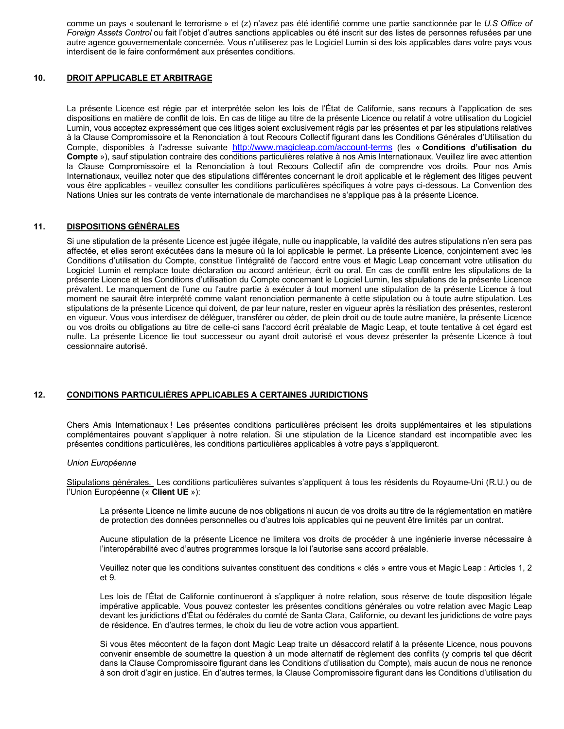comme un pays « soutenant le terrorisme » et (z) n'avez pas été identifié comme une partie sanctionnée par le *U.S Office of Foreign Assets Control* ou fait l'objet d'autres sanctions applicables ou été inscrit sur des listes de personnes refusées par une autre agence gouvernementale concernée. Vous n'utiliserez pas le Logiciel Lumin si des lois applicables dans votre pays vous interdisent de le faire conformément aux présentes conditions.

## 10. DROIT APPLICABLE ET ARBITRAGE

La présente Licence est régie par et interprétée selon les lois de l'État de Californie, sans recours à l'application de ses dispositions en matière de conflit de lois. En cas de litige au titre de la présente Licence ou relatif à votre utilisation du Logiciel Lumin, vous acceptez expressément que ces litiges soient exclusivement régis par les présentes et par les stipulations relatives à la Clause Compromissoire et la Renonciation à tout Recours Collectif figurant dans les Conditions Générales d'Utilisation du Compte, disponibles à l'adresse suivante http://www.magicleap.com/account-terms (les « **Conditions d'utilisation du Compte** »), sauf stipulation contraire des conditions particulières relative à nos Amis Internationaux. Veuillez lire avec attention la Clause Compromissoire et la Renonciation à tout Recours Collectif afin de comprendre vos droits. Pour nos Amis Internationaux, veuillez noter que des stipulations différentes concernant le droit applicable et le règlement des litiges peuvent vous être applicables - veuillez consulter les conditions particulières spécifiques à votre pays ci-dessous. La Convention des Nations Unies sur les contrats de vente internationale de marchandises ne s'applique pas à la présente Licence.

## 11. DISPOSITIONS GÉNÉRALES

Si une stipulation de la présente Licence est jugée illégale, nulle ou inapplicable, la validité des autres stipulations n'en sera pas affectée, et elles seront exécutées dans la mesure où la loi applicable le permet. La présente Licence, conjointement avec les Conditions d'utilisation du Compte, constitue l'intégralité de l'accord entre vous et Magic Leap concernant votre utilisation du Logiciel Lumin et remplace toute déclaration ou accord antérieur, écrit ou oral. En cas de conflit entre les stipulations de la présente Licence et les Conditions d'utilisation du Compte concernant le Logiciel Lumin, les stipulations de la présente Licence prévalent. Le manquement de l'une ou l'autre partie à exécuter à tout moment une stipulation de la présente Licence à tout moment ne saurait être interprété comme valant renonciation permanente à cette stipulation ou à toute autre stipulation. Les stipulations de la présente Licence qui doivent, de par leur nature, rester en vigueur après la résiliation des présentes, resteront en vigueur. Vous vous interdisez de déléguer, transférer ou céder, de plein droit ou de toute autre manière, la présente Licence ou vos droits ou obligations au titre de celle-ci sans l'accord écrit préalable de Magic Leap, et toute tentative à cet égard est nulle. La présente Licence lie tout successeur ou ayant droit autorisé et vous devez présenter la présente Licence à tout cessionnaire autorisé.

## 12. CONDITIONS PARTICULIÈRES APPLICABLES A CERTAINES JURIDICTIONS

Chers Amis Internationaux ! Les présentes conditions particulières précisent les droits supplémentaires et les stipulations complémentaires pouvant s'appliquer à notre relation. Si une stipulation de la Licence standard est incompatible avec les présentes conditions particulières, les conditions particulières applicables à votre pays s'appliqueront.

*Union Européenne*

Stipulations générales. Les conditions particulières suivantes s'appliquent à tous les résidents du Royaume-Uni (R.U.) ou de l'Union Européenne (« **Client UE** »):

> La présente Licence ne limite aucune de nos obligations ni aucun de vos droits au titre de la réglementation en matière de protection des données personnelles ou d'autres lois applicables qui ne peuvent être limités par un contrat.
>
> Aucune stipulation de la présente Licence ne limitera vos droits de procéder à une ingénierie inverse nécessaire à l'interopérabilité avec d'autres programmes lorsque la loi l'autorise sans accord préalable.
>
> Veuillez noter que les conditions suivantes constituent des conditions « clés » entre vous et Magic Leap : Articles 1, 2 et 9.
>
> Les lois de l'État de Californie continueront à s'appliquer à notre relation, sous réserve de toute disposition légale impérative applicable. Vous pouvez contester les présentes conditions générales ou votre relation avec Magic Leap devant les juridictions d'État ou fédérales du comté de Santa Clara, Californie, ou devant les juridictions de votre pays de résidence. En d'autres termes, le choix du lieu de votre action vous appartient.
>
> Si vous êtes mécontent de la façon dont Magic Leap traite un désaccord relatif à la présente Licence, nous pouvons convenir ensemble de soumettre la question à un mode alternatif de règlement des conflits (y compris tel que décrit dans la Clause Compromissoire figurant dans les Conditions d'utilisation du Compte), mais aucun de nous ne renonce à son droit d'agir en justice. En d'autres termes, la Clause Compromissoire figurant dans les Conditions d'utilisation du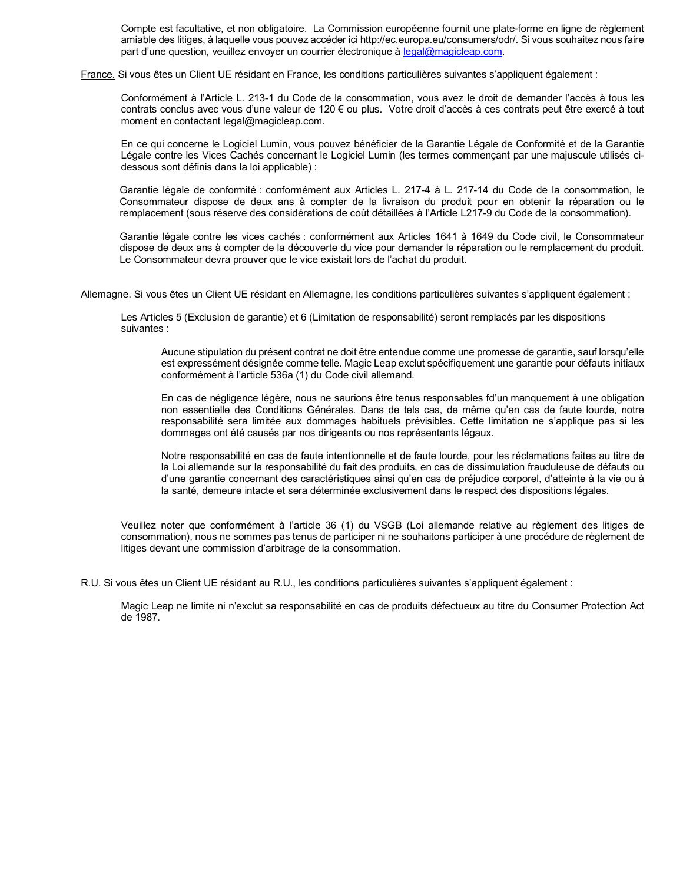Compte est facultative, et non obligatoire. La Commission européenne fournit une plate-forme en ligne de règlement amiable des litiges, à laquelle vous pouvez accéder ici http://ec.europa.eu/consumers/odr/. Si vous souhaitez nous faire part d'une question, veuillez envoyer un courrier électronique à legal@magicleap.com.

France. Si vous êtes un Client UE résidant en France, les conditions particulières suivantes s'appliquent également :

Conformément à l'Article L. 213-1 du Code de la consommation, vous avez le droit de demander l'accès à tous les contrats conclus avec vous d'une valeur de 120 € ou plus. Votre droit d'accès à ces contrats peut être exercé à tout moment en contactant legal@magicleap.com.

En ce qui concerne le Logiciel Lumin, vous pouvez bénéficier de la Garantie Légale de Conformité et de la Garantie Légale contre les Vices Cachés concernant le Logiciel Lumin (les termes commençant par une majuscule utilisés ci-dessous sont définis dans la loi applicable) :

Garantie légale de conformité : conformément aux Articles L. 217-4 à L. 217-14 du Code de la consommation, le Consommateur dispose de deux ans à compter de la livraison du produit pour en obtenir la réparation ou le remplacement (sous réserve des considérations de coût détaillées à l'Article L217-9 du Code de la consommation).

Garantie légale contre les vices cachés : conformément aux Articles 1641 à 1649 du Code civil, le Consommateur dispose de deux ans à compter de la découverte du vice pour demander la réparation ou le remplacement du produit. Le Consommateur devra prouver que le vice existait lors de l'achat du produit.

Allemagne. Si vous êtes un Client UE résidant en Allemagne, les conditions particulières suivantes s'appliquent également :

Les Articles 5 (Exclusion de garantie) et 6 (Limitation de responsabilité) seront remplacés par les dispositions suivantes :

Aucune stipulation du présent contrat ne doit être entendue comme une promesse de garantie, sauf lorsqu'elle est expressément désignée comme telle. Magic Leap exclut spécifiquement une garantie pour défauts initiaux conformément à l'article 536a (1) du Code civil allemand.

En cas de négligence légère, nous ne saurions être tenus responsables fd'un manquement à une obligation non essentielle des Conditions Générales. Dans de tels cas, de même qu'en cas de faute lourde, notre responsabilité sera limitée aux dommages habituels prévisibles. Cette limitation ne s'applique pas si les dommages ont été causés par nos dirigeants ou nos représentants légaux.

Notre responsabilité en cas de faute intentionnelle et de faute lourde, pour les réclamations faites au titre de la Loi allemande sur la responsabilité du fait des produits, en cas de dissimulation frauduleuse de défauts ou d'une garantie concernant des caractéristiques ainsi qu'en cas de préjudice corporel, d'atteinte à la vie ou à la santé, demeure intacte et sera déterminée exclusivement dans le respect des dispositions légales.

Veuillez noter que conformément à l'article 36 (1) du VSGB (Loi allemande relative au règlement des litiges de consommation), nous ne sommes pas tenus de participer ni ne souhaitons participer à une procédure de règlement de litiges devant une commission d'arbitrage de la consommation.

R.U. Si vous êtes un Client UE résidant au R.U., les conditions particulières suivantes s'appliquent également :

Magic Leap ne limite ni n'exclut sa responsabilité en cas de produits défectueux au titre du Consumer Protection Act de 1987.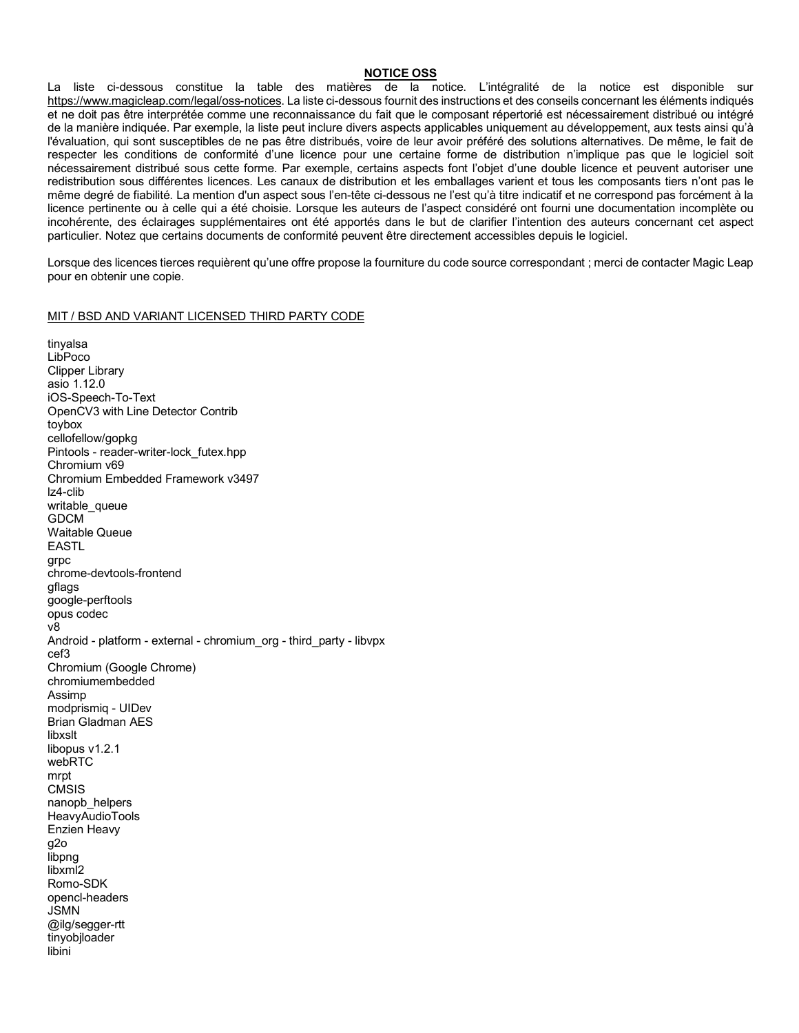**NOTICE OSS**

La liste ci-dessous constitue la table des matières de la notice. L'intégralité de la notice est disponible sur https://www.magicleap.com/legal/oss-notices. La liste ci-dessous fournit des instructions et des conseils concernant les éléments indiqués et ne doit pas être interprétée comme une reconnaissance du fait que le composant répertorié est nécessairement distribué ou intégré de la manière indiquée. Par exemple, la liste peut inclure divers aspects applicables uniquement au développement, aux tests ainsi qu'à l'évaluation, qui sont susceptibles de ne pas être distribués, voire de leur avoir préféré des solutions alternatives. De même, le fait de respecter les conditions de conformité d'une licence pour une certaine forme de distribution n'implique pas que le logiciel soit nécessairement distribué sous cette forme. Par exemple, certains aspects font l'objet d'une double licence et peuvent autoriser une redistribution sous différentes licences. Les canaux de distribution et les emballages varient et tous les composants tiers n'ont pas le même degré de fiabilité. La mention d'un aspect sous l'en-tête ci-dessous ne l'est qu'à titre indicatif et ne correspond pas forcément à la licence pertinente ou à celle qui a été choisie. Lorsque les auteurs de l'aspect considéré ont fourni une documentation incomplète ou incohérente, des éclairages supplémentaires ont été apportés dans le but de clarifier l'intention des auteurs concernant cet aspect particulier. Notez que certains documents de conformité peuvent être directement accessibles depuis le logiciel.

Lorsque des licences tierces requièrent qu'une offre propose la fourniture du code source correspondant ; merci de contacter Magic Leap pour en obtenir une copie.

MIT / BSD AND VARIANT LICENSED THIRD PARTY CODE

tinyalsa
LibPoco
Clipper Library
asio 1.12.0
iOS-Speech-To-Text
OpenCV3 with Line Detector Contrib
toybox
cellofellow/gopkg
Pintools - reader-writer-lock_futex.hpp
Chromium v69
Chromium Embedded Framework v3497
lz4-clib
writable_queue
GDCM
Waitable Queue
EASTL
grpc
chrome-devtools-frontend
gflags
google-perftools
opus codec
v8
Android - platform - external - chromium_org - third_party - libvpx
cef3
Chromium (Google Chrome)
chromiumembedded
Assimp
modprismiq - UIDev
Brian Gladman AES
libxslt
libopus v1.2.1
webRTC
mrpt
CMSIS
nanopb_helpers
HeavyAudioTools
Enzien Heavy
g2o
libpng
libxml2
Romo-SDK
opencl-headers
JSMN
@ilg/segger-rtt
tinyobjloader
libini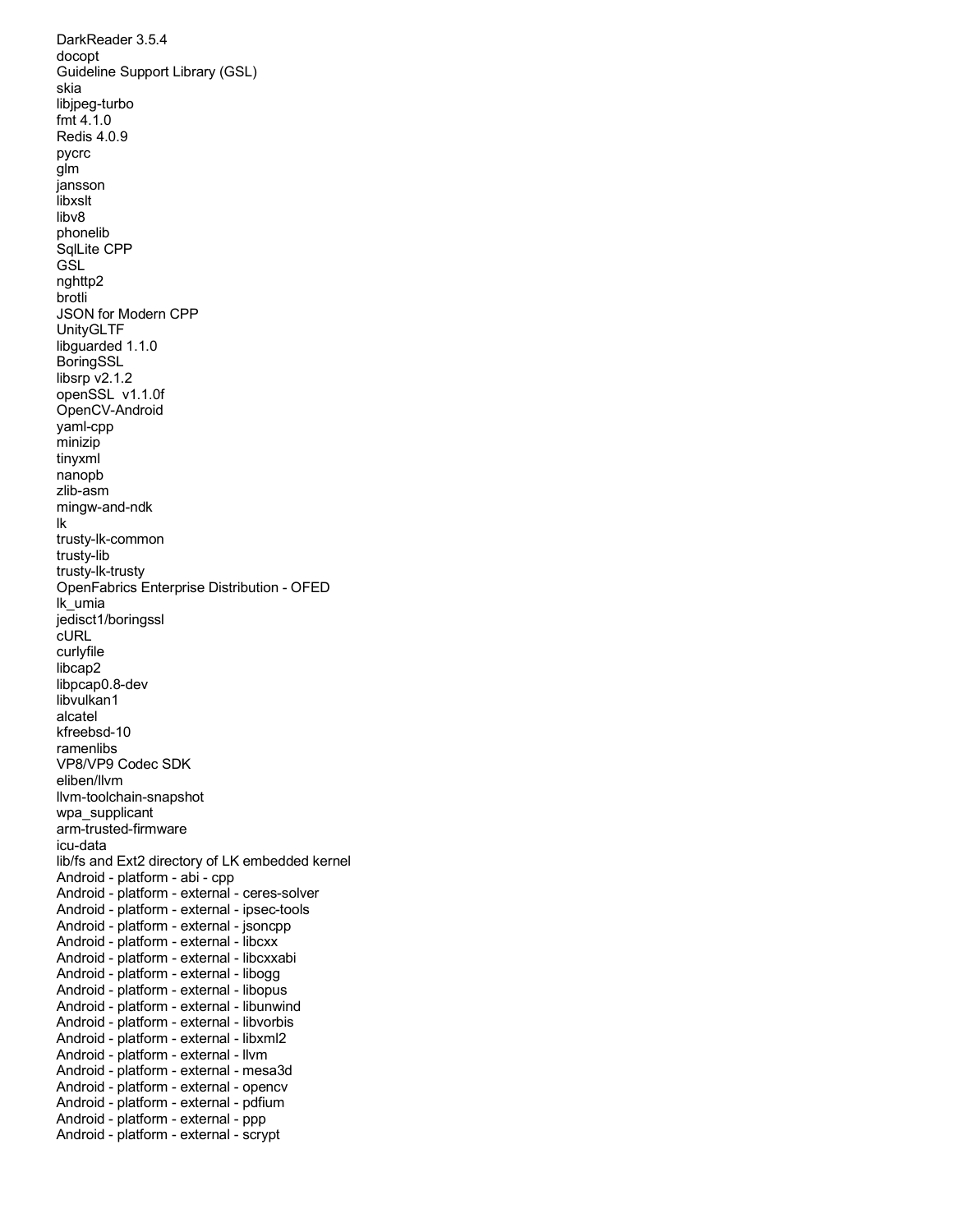DarkReader 3.5.4
docopt
Guideline Support Library (GSL)
skia
libjpeg-turbo
fmt 4.1.0
Redis 4.0.9
pycrc
glm
jansson
libxslt
libv8
phonelib
SqlLite CPP
GSL
nghttp2
brotli
JSON for Modern CPP
UnityGLTF
libguarded 1.1.0
BoringSSL
libsrp v2.1.2
openSSL v1.1.0f
OpenCV-Android
yaml-cpp
minizip
tinyxml
nanopb
zlib-asm
mingw-and-ndk
lk
trusty-lk-common
trusty-lib
trusty-lk-trusty
OpenFabrics Enterprise Distribution - OFED
lk_umia
jedisct1/boringssl
cURL
curlyfile
libcap2
libpcap0.8-dev
libvulkan1
alcatel
kfreebsd-10
ramenlibs
VP8/VP9 Codec SDK
eliben/llvm
llvm-toolchain-snapshot
wpa_supplicant
arm-trusted-firmware
icu-data
lib/fs and Ext2 directory of LK embedded kernel
Android - platform - abi - cpp
Android - platform - external - ceres-solver
Android - platform - external - ipsec-tools
Android - platform - external - jsoncpp
Android - platform - external - libcxx
Android - platform - external - libcxxabi
Android - platform - external - libogg
Android - platform - external - libopus
Android - platform - external - libunwind
Android - platform - external - libvorbis
Android - platform - external - libxml2
Android - platform - external - llvm
Android - platform - external - mesa3d
Android - platform - external - opencv
Android - platform - external - pdfium
Android - platform - external - ppp
Android - platform - external - scrypt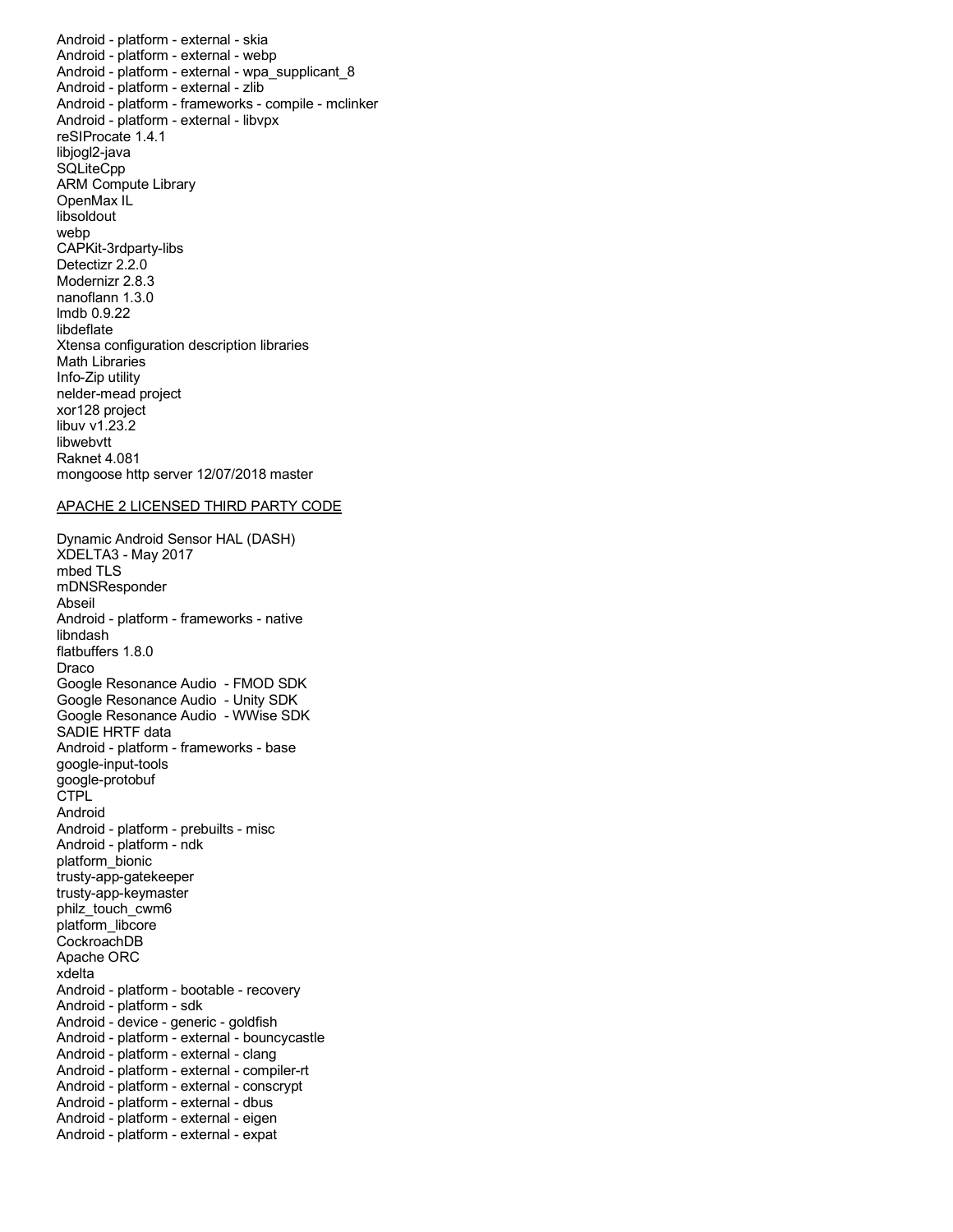Android - platform - external - skia
Android - platform - external - webp
Android - platform - external - wpa_supplicant_8
Android - platform - external - zlib
Android - platform - frameworks - compile - mclinker
Android - platform - external - libvpx
reSIProcate 1.4.1
libjogl2-java
SQLiteCpp
ARM Compute Library
OpenMax IL
libsoldout
webp
CAPKit-3rdparty-libs
Detectizr 2.2.0
Modernizr 2.8.3
nanoflann 1.3.0
lmdb 0.9.22
libdeflate
Xtensa configuration description libraries
Math Libraries
Info-Zip utility
nelder-mead project
xor128 project
libuv v1.23.2
libwebvtt
Raknet 4.081
mongoose http server 12/07/2018 master

<u>APACHE 2 LICENSED THIRD PARTY CODE</u>

Dynamic Android Sensor HAL (DASH)
XDELTA3 - May 2017
mbed TLS
mDNSResponder
Abseil
Android - platform - frameworks - native
libndash
flatbuffers 1.8.0
Draco
Google Resonance Audio - FMOD SDK
Google Resonance Audio - Unity SDK
Google Resonance Audio - WWise SDK
SADIE HRTF data
Android - platform - frameworks - base
google-input-tools
google-protobuf
CTPL
Android
Android - platform - prebuilts - misc
Android - platform - ndk
platform_bionic
trusty-app-gatekeeper
trusty-app-keymaster
philz_touch_cwm6
platform_libcore
CockroachDB
Apache ORC
xdelta
Android - platform - bootable - recovery
Android - platform - sdk
Android - device - generic - goldfish
Android - platform - external - bouncycastle
Android - platform - external - clang
Android - platform - external - compiler-rt
Android - platform - external - conscrypt
Android - platform - external - dbus
Android - platform - external - eigen
Android - platform - external - expat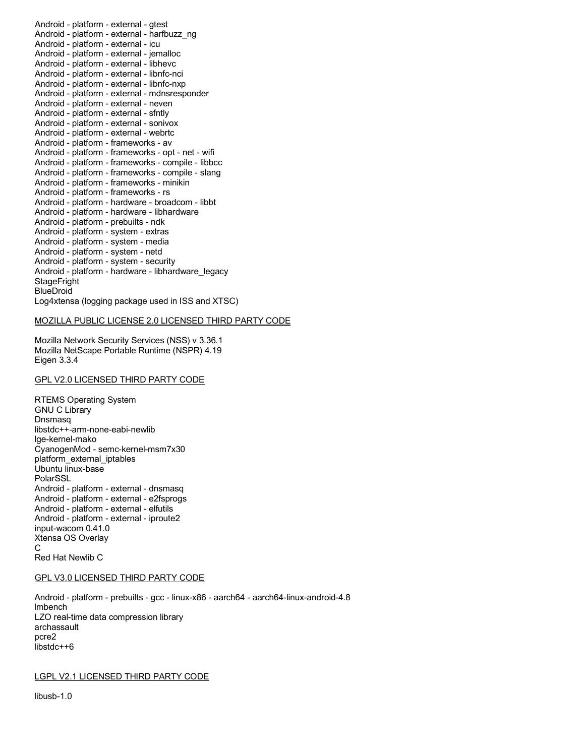Android - platform - external - gtest
Android - platform - external - harfbuzz_ng
Android - platform - external - icu
Android - platform - external - jemalloc
Android - platform - external - libhevc
Android - platform - external - libnfc-nci
Android - platform - external - libnfc-nxp
Android - platform - external - mdnsresponder
Android - platform - external - neven
Android - platform - external - sfntly
Android - platform - external - sonivox
Android - platform - external - webrtc
Android - platform - frameworks - av
Android - platform - frameworks - opt - net - wifi
Android - platform - frameworks - compile - libbcc
Android - platform - frameworks - compile - slang
Android - platform - frameworks - minikin
Android - platform - frameworks - rs
Android - platform - hardware - broadcom - libbt
Android - platform - hardware - libhardware
Android - platform - prebuilts - ndk
Android - platform - system - extras
Android - platform - system - media
Android - platform - system - netd
Android - platform - system - security
Android - platform - hardware - libhardware_legacy
StageFright
BlueDroid
Log4xtensa (logging package used in ISS and XTSC)

MOZILLA PUBLIC LICENSE 2.0 LICENSED THIRD PARTY CODE

Mozilla Network Security Services (NSS) v 3.36.1
Mozilla NetScape Portable Runtime (NSPR) 4.19
Eigen 3.3.4

GPL V2.0 LICENSED THIRD PARTY CODE

RTEMS Operating System
GNU C Library
Dnsmasq
libstdc++-arm-none-eabi-newlib
lge-kernel-mako
CyanogenMod - semc-kernel-msm7x30
platform_external_iptables
Ubuntu linux-base
PolarSSL
Android - platform - external - dnsmasq
Android - platform - external - e2fsprogs
Android - platform - external - elfutils
Android - platform - external - iproute2
input-wacom 0.41.0
Xtensa OS Overlay
C
Red Hat Newlib C

GPL V3.0 LICENSED THIRD PARTY CODE

Android - platform - prebuilts - gcc - linux-x86 - aarch64 - aarch64-linux-android-4.8
lmbench
LZO real-time data compression library
archassault
pcre2
libstdc++6

LGPL V2.1 LICENSED THIRD PARTY CODE

libusb-1.0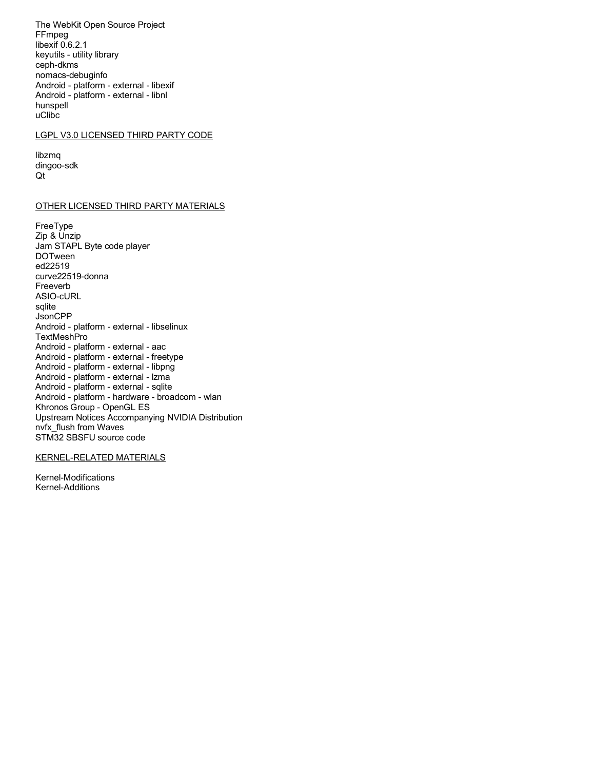The WebKit Open Source Project
FFmpeg
libexif 0.6.2.1
keyutils - utility library
ceph-dkms
nomacs-debuginfo
Android - platform - external - libexif
Android - platform - external - libnl
hunspell
uClibc

## LGPL V3.0 LICENSED THIRD PARTY CODE

libzmq
dingoo-sdk
Qt

## OTHER LICENSED THIRD PARTY MATERIALS

FreeType
Zip & Unzip
Jam STAPL Byte code player
DOTween
ed22519
curve22519-donna
Freeverb
ASIO-cURL
sqlite
JsonCPP
Android - platform - external - libselinux
TextMeshPro
Android - platform - external - aac
Android - platform - external - freetype
Android - platform - external - libpng
Android - platform - external - lzma
Android - platform - external - sqlite
Android - platform - hardware - broadcom - wlan
Khronos Group - OpenGL ES
Upstream Notices Accompanying NVIDIA Distribution
nvfx_flush from Waves
STM32 SBSFU source code

## KERNEL-RELATED MATERIALS

Kernel-Modifications
Kernel-Additions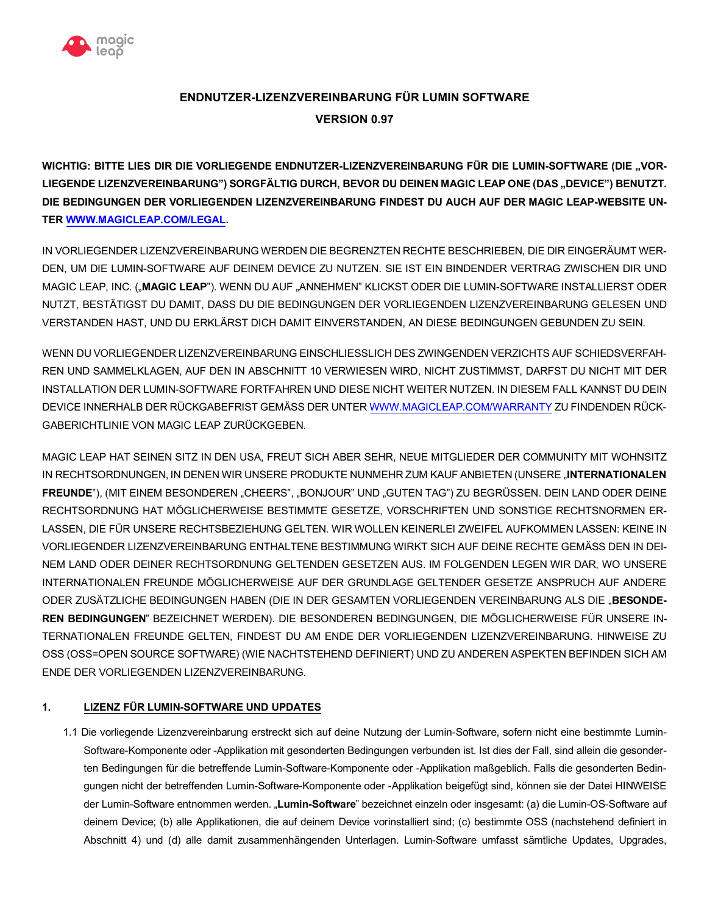**ENDNUTZER-LIZENZVEREINBARUNG FÜR LUMIN SOFTWARE**

**VERSION 0.97**

**WICHTIG: BITTE LIES DIR DIE VORLIEGENDE ENDNUTZER-LIZENZVEREINBARUNG FÜR DIE LUMIN-SOFTWARE (DIE „VORLIEGENDE LIZENZVEREINBARUNG") SORGFÄLTIG DURCH, BEVOR DU DEINEN MAGIC LEAP ONE (DAS „DEVICE") BENUTZT. DIE BEDINGUNGEN DER VORLIEGENDEN LIZENZVEREINBARUNG FINDEST DU AUCH AUF DER MAGIC LEAP-WEBSITE UNTER [WWW.MAGICLEAP.COM/LEGAL](http://www.magicleap.com/legal).**

IN VORLIEGENDER LIZENZVEREINBARUNG WERDEN DIE BEGRENZTEN RECHTE BESCHRIEBEN, DIE DIR EINGERÄUMT WERDEN, UM DIE LUMIN-SOFTWARE AUF DEINEM DEVICE ZU NUTZEN. SIE IST EIN BINDENDER VERTRAG ZWISCHEN DIR UND MAGIC LEAP, INC. („**MAGIC LEAP**"). WENN DU AUF „ANNEHMEN" KLICKST ODER DIE LUMIN-SOFTWARE INSTALLIERST ODER NUTZT, BESTÄTIGST DU DAMIT, DASS DU DIE BEDINGUNGEN DER VORLIEGENDEN LIZENZVEREINBARUNG GELESEN UND VERSTANDEN HAST, UND DU ERKLÄRST DICH DAMIT EINVERSTANDEN, AN DIESE BEDINGUNGEN GEBUNDEN ZU SEIN.

WENN DU VORLIEGENDER LIZENZVEREINBARUNG EINSCHLIESSLICH DES ZWINGENDEN VERZICHTS AUF SCHIEDSVERFAHREN UND SAMMELKLAGEN, AUF DEN IN ABSCHNITT 10 VERWIESEN WIRD, NICHT ZUSTIMMST, DARFST DU NICHT MIT DER INSTALLATION DER LUMIN-SOFTWARE FORTFAHREN UND DIESE NICHT WEITER NUTZEN. IN DIESEM FALL KANNST DU DEIN DEVICE INNERHALB DER RÜCKGABEFRIST GEMÄSS DER UNTER [WWW.MAGICLEAP.COM/WARRANTY](http://www.magicleap.com/warranty) ZU FINDENDEN RÜCKGABERICHTLINIE VON MAGIC LEAP ZURÜCKGEBEN.

MAGIC LEAP HAT SEINEN SITZ IN DEN USA, FREUT SICH ABER SEHR, NEUE MITGLIEDER DER COMMUNITY MIT WOHNSITZ IN RECHTSORDNUNGEN, IN DENEN WIR UNSERE PRODUKTE NUNMEHR ZUM KAUF ANBIETEN (UNSERE „**INTERNATIONALEN FREUNDE**"), (MIT EINEM BESONDEREN „CHEERS", „BONJOUR" UND „GUTEN TAG") ZU BEGRÜSSEN. DEIN LAND ODER DEINE RECHTSORDNUNG HAT MÖGLICHERWEISE BESTIMMTE GESETZE, VORSCHRIFTEN UND SONSTIGE RECHTSNORMEN ERLASSEN, DIE FÜR UNSERE RECHTSBEZIEHUNG GELTEN. WIR WOLLEN KEINERLEI ZWEIFEL AUFKOMMEN LASSEN: KEINE IN VORLIEGENDER LIZENZVEREINBARUNG ENTHALTENE BESTIMMUNG WIRKT SICH AUF DEINE RECHTE GEMÄSS DEN IN DEINEM LAND ODER DEINER RECHTSORDNUNG GELTENDEN GESETZEN AUS. IM FOLGENDEN LEGEN WIR DAR, WO UNSERE INTERNATIONALEN FREUNDE MÖGLICHERWEISE AUF DER GRUNDLAGE GELTENDER GESETZE ANSPRUCH AUF ANDERE ODER ZUSÄTZLICHE BEDINGUNGEN HABEN (DIE IN DER GESAMTEN VORLIEGENDEN VEREINBARUNG ALS DIE „**BESONDEREN BEDINGUNGEN**" BEZEICHNET WERDEN). DIE BESONDEREN BEDINGUNGEN, DIE MÖGLICHERWEISE FÜR UNSERE INTERNATIONALEN FREUNDE GELTEN, FINDEST DU AM ENDE DER VORLIEGENDEN LIZENZVEREINBARUNG. HINWEISE ZU OSS (OSS=OPEN SOURCE SOFTWARE) (WIE NACHSTEHEND DEFINIERT) UND ZU ANDEREN ASPEKTEN BEFINDEN SICH AM ENDE DER VORLIEGENDEN LIZENZVEREINBARUNG.

## 1. LIZENZ FÜR LUMIN-SOFTWARE UND UPDATES

1.1 Die vorliegende Lizenzvereinbarung erstreckt sich auf deine Nutzung der Lumin-Software, sofern nicht eine bestimmte Lumin-Software-Komponente oder -Applikation mit gesonderten Bedingungen verbunden ist. Ist dies der Fall, sind allein die gesonderten Bedingungen für die betreffende Lumin-Software-Komponente oder -Applikation maßgeblich. Falls die gesonderten Bedingungen nicht der betreffenden Lumin-Software-Komponente oder -Applikation beigefügt sind, können sie der Datei HINWEISE der Lumin-Software entnommen werden. „**Lumin-Software**" bezeichnet einzeln oder insgesamt: (a) die Lumin-OS-Software auf deinem Device; (b) alle Applikationen, die auf deinem Device vorinstalliert sind; (c) bestimmte OSS (nachstehend definiert in Abschnitt 4) und (d) alle damit zusammenhängenden Unterlagen. Lumin-Software umfasst sämtliche Updates, Upgrades,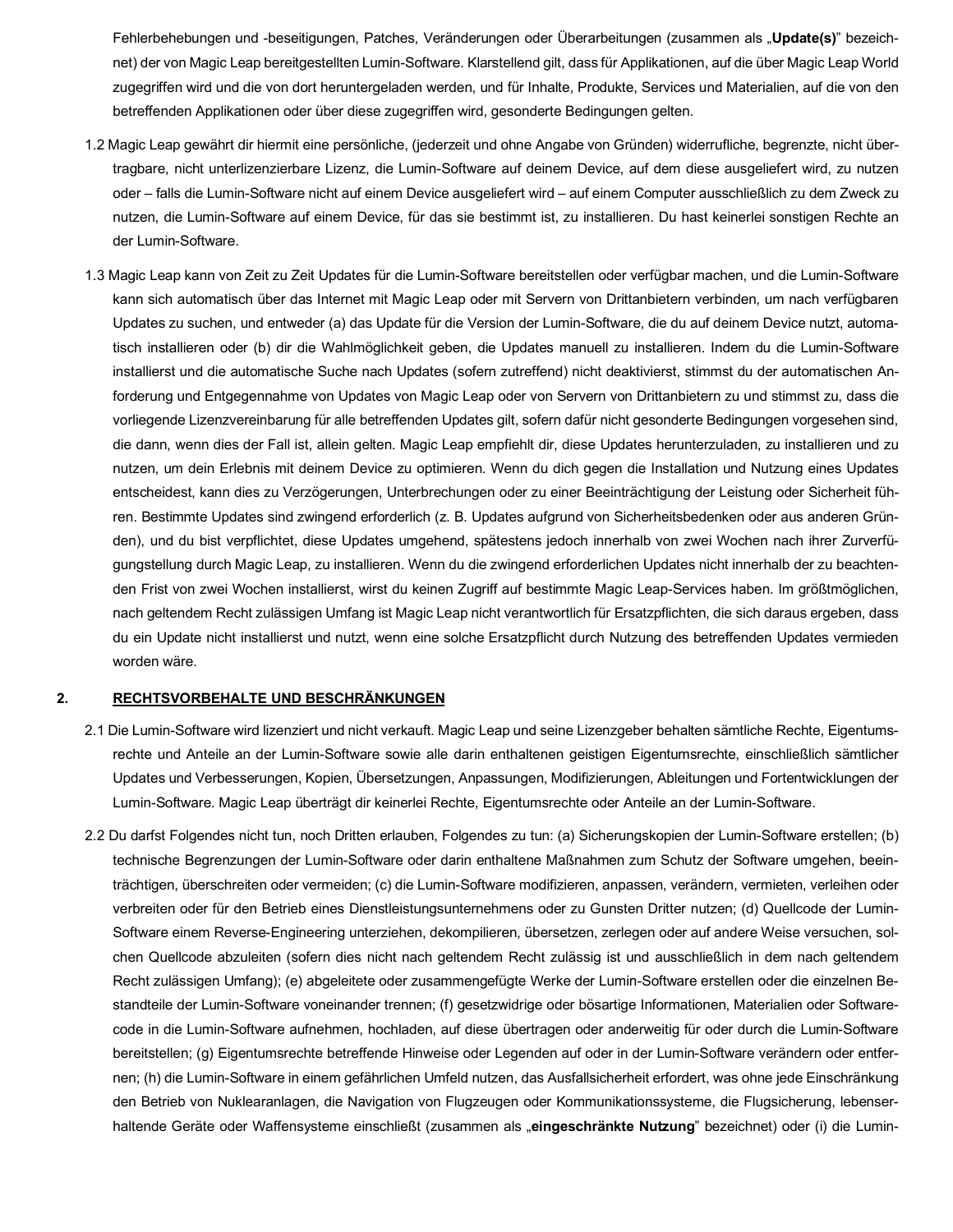Fehlerbehebungen und -beseitigungen, Patches, Veränderungen oder Überarbeitungen (zusammen als „**Update(s)**" bezeichnet) der von Magic Leap bereitgestellten Lumin-Software. Klarstellend gilt, dass für Applikationen, auf die über Magic Leap World zugegriffen wird und die von dort heruntergeladen werden, und für Inhalte, Produkte, Services und Materialien, auf die von den betreffenden Applikationen oder über diese zugegriffen wird, gesonderte Bedingungen gelten.

1.2 Magic Leap gewährt dir hiermit eine persönliche, (jederzeit und ohne Angabe von Gründen) widerrufliche, begrenzte, nicht übertragbare, nicht unterlizenzierbare Lizenz, die Lumin-Software auf deinem Device, auf dem diese ausgeliefert wird, zu nutzen oder – falls die Lumin-Software nicht auf einem Device ausgeliefert wird – auf einem Computer ausschließlich zu dem Zweck zu nutzen, die Lumin-Software auf einem Device, für das sie bestimmt ist, zu installieren. Du hast keinerlei sonstigen Rechte an der Lumin-Software.

1.3 Magic Leap kann von Zeit zu Zeit Updates für die Lumin-Software bereitstellen oder verfügbar machen, und die Lumin-Software kann sich automatisch über das Internet mit Magic Leap oder mit Servern von Drittanbietern verbinden, um nach verfügbaren Updates zu suchen, und entweder (a) das Update für die Version der Lumin-Software, die du auf deinem Device nutzt, automatisch installieren oder (b) dir die Wahlmöglichkeit geben, die Updates manuell zu installieren. Indem du die Lumin-Software installierst und die automatische Suche nach Updates (sofern zutreffend) nicht deaktivierst, stimmst du der automatischen Anforderung und Entgegennahme von Updates von Magic Leap oder von Servern von Drittanbietern zu und stimmst zu, dass die vorliegende Lizenzvereinbarung für alle betreffenden Updates gilt, sofern dafür nicht gesonderte Bedingungen vorgesehen sind, die dann, wenn dies der Fall ist, allein gelten. Magic Leap empfiehlt dir, diese Updates herunterzuladen, zu installieren und zu nutzen, um dein Erlebnis mit deinem Device zu optimieren. Wenn du dich gegen die Installation und Nutzung eines Updates entscheidest, kann dies zu Verzögerungen, Unterbrechungen oder zu einer Beeinträchtigung der Leistung oder Sicherheit führen. Bestimmte Updates sind zwingend erforderlich (z. B. Updates aufgrund von Sicherheitsbedenken oder aus anderen Gründen), und du bist verpflichtet, diese Updates umgehend, spätestens jedoch innerhalb von zwei Wochen nach ihrer Zurverfügungstellung durch Magic Leap, zu installieren. Wenn du die zwingend erforderlichen Updates nicht innerhalb der zu beachtenden Frist von zwei Wochen installierst, wirst du keinen Zugriff auf bestimmte Magic Leap-Services haben. Im größtmöglichen, nach geltendem Recht zulässigen Umfang ist Magic Leap nicht verantwortlich für Ersatzpflichten, die sich daraus ergeben, dass du ein Update nicht installierst und nutzt, wenn eine solche Ersatzpflicht durch Nutzung des betreffenden Updates vermieden worden wäre.

## 2. RECHTSVORBEHALTE UND BESCHRÄNKUNGEN

2.1 Die Lumin-Software wird lizenziert und nicht verkauft. Magic Leap und seine Lizenzgeber behalten sämtliche Rechte, Eigentumsrechte und Anteile an der Lumin-Software sowie alle darin enthaltenen geistigen Eigentumsrechte, einschließlich sämtlicher Updates und Verbesserungen, Kopien, Übersetzungen, Anpassungen, Modifizierungen, Ableitungen und Fortentwicklungen der Lumin-Software. Magic Leap überträgt dir keinerlei Rechte, Eigentumsrechte oder Anteile an der Lumin-Software.

2.2 Du darfst Folgendes nicht tun, noch Dritten erlauben, Folgendes zu tun: (a) Sicherungskopien der Lumin-Software erstellen; (b) technische Begrenzungen der Lumin-Software oder darin enthaltene Maßnahmen zum Schutz der Software umgehen, beeinträchtigen, überschreiten oder vermeiden; (c) die Lumin-Software modifizieren, anpassen, verändern, vermieten, verleihen oder verbreiten oder für den Betrieb eines Dienstleistungsunternehmens oder zu Gunsten Dritter nutzen; (d) Quellcode der Lumin-Software einem Reverse-Engineering unterziehen, dekompilieren, übersetzen, zerlegen oder auf andere Weise versuchen, solchen Quellcode abzuleiten (sofern dies nicht nach geltendem Recht zulässig ist und ausschließlich in dem nach geltendem Recht zulässigen Umfang); (e) abgeleitete oder zusammengefügte Werke der Lumin-Software erstellen oder die einzelnen Bestandteile der Lumin-Software voneinander trennen; (f) gesetzwidrige oder bösartige Informationen, Materialien oder Softwarecode in die Lumin-Software aufnehmen, hochladen, auf diese übertragen oder anderweitig für oder durch die Lumin-Software bereitstellen; (g) Eigentumsrechte betreffende Hinweise oder Legenden auf oder in der Lumin-Software verändern oder entfernen; (h) die Lumin-Software in einem gefährlichen Umfeld nutzen, das Ausfallsicherheit erfordert, was ohne jede Einschränkung den Betrieb von Nuklearanlagen, die Navigation von Flugzeugen oder Kommunikationssysteme, die Flugsicherung, lebenserhaltende Geräte oder Waffensysteme einschließt (zusammen als „**eingeschränkte Nutzung**" bezeichnet) oder (i) die Lumin-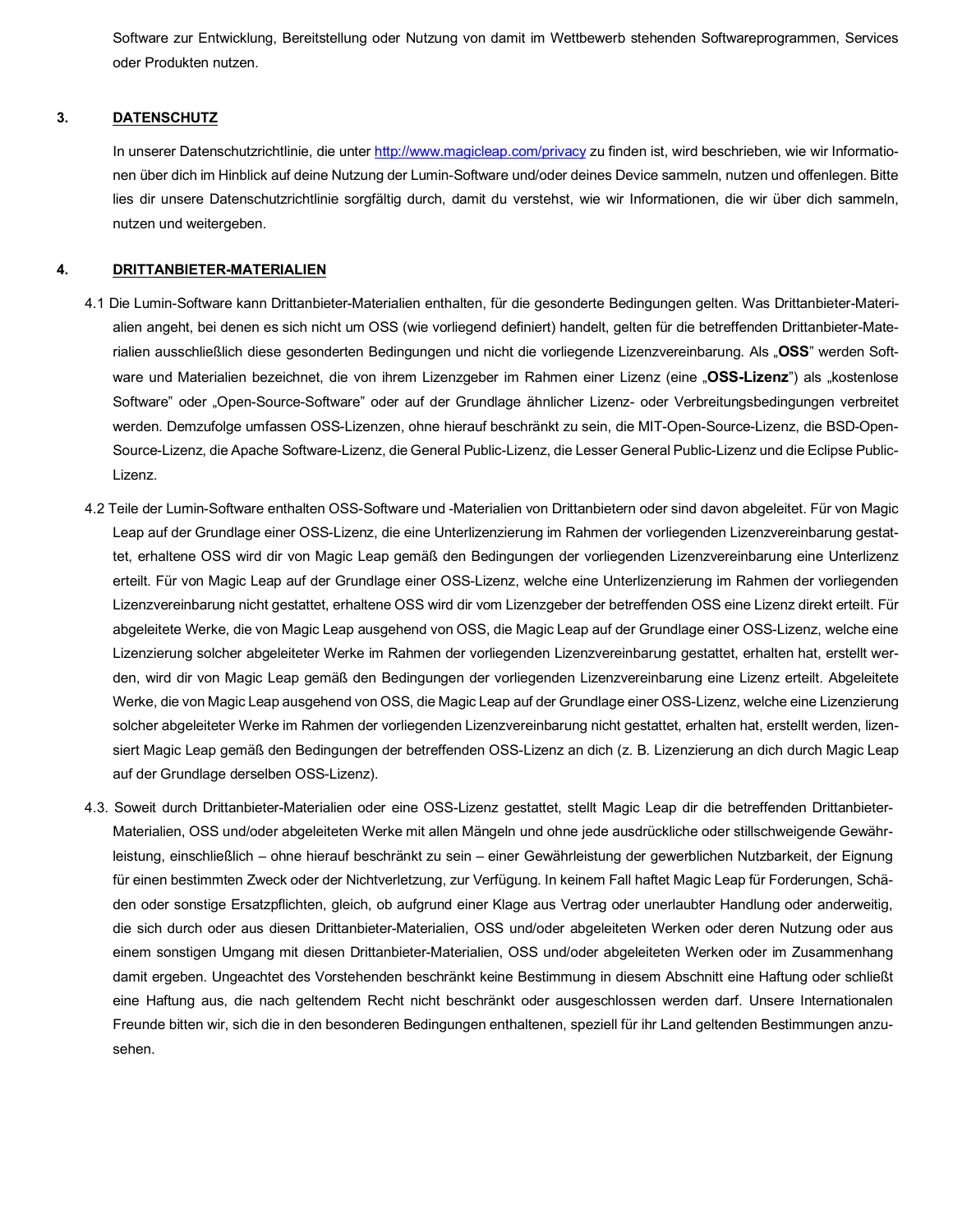Software zur Entwicklung, Bereitstellung oder Nutzung von damit im Wettbewerb stehenden Softwareprogrammen, Services oder Produkten nutzen.

## 3. DATENSCHUTZ

In unserer Datenschutzrichtlinie, die unter http://www.magicleap.com/privacy zu finden ist, wird beschrieben, wie wir Informationen über dich im Hinblick auf deine Nutzung der Lumin-Software und/oder deines Device sammeln, nutzen und offenlegen. Bitte lies dir unsere Datenschutzrichtlinie sorgfältig durch, damit du verstehst, wie wir Informationen, die wir über dich sammeln, nutzen und weitergeben.

## 4. DRITTANBIETER-MATERIALIEN

4.1 Die Lumin-Software kann Drittanbieter-Materialien enthalten, für die gesonderte Bedingungen gelten. Was Drittanbieter-Materialien angeht, bei denen es sich nicht um OSS (wie vorliegend definiert) handelt, gelten für die betreffenden Drittanbieter-Materialien ausschließlich diese gesonderten Bedingungen und nicht die vorliegende Lizenzvereinbarung. Als „**OSS**" werden Software und Materialien bezeichnet, die von ihrem Lizenzgeber im Rahmen einer Lizenz (eine „**OSS-Lizenz**") als „kostenlose Software" oder „Open-Source-Software" oder auf der Grundlage ähnlicher Lizenz- oder Verbreitungsbedingungen verbreitet werden. Demzufolge umfassen OSS-Lizenzen, ohne hierauf beschränkt zu sein, die MIT-Open-Source-Lizenz, die BSD-Open-Source-Lizenz, die Apache Software-Lizenz, die General Public-Lizenz, die Lesser General Public-Lizenz und die Eclipse Public-Lizenz.

4.2 Teile der Lumin-Software enthalten OSS-Software und -Materialien von Drittanbietern oder sind davon abgeleitet. Für von Magic Leap auf der Grundlage einer OSS-Lizenz, die eine Unterlizenzierung im Rahmen der vorliegenden Lizenzvereinbarung gestattet, erhaltene OSS wird dir von Magic Leap gemäß den Bedingungen der vorliegenden Lizenzvereinbarung eine Unterlizenz erteilt. Für von Magic Leap auf der Grundlage einer OSS-Lizenz, welche eine Unterlizenzierung im Rahmen der vorliegenden Lizenzvereinbarung nicht gestattet, erhaltene OSS wird dir vom Lizenzgeber der betreffenden OSS eine Lizenz direkt erteilt. Für abgeleitete Werke, die von Magic Leap ausgehend von OSS, die Magic Leap auf der Grundlage einer OSS-Lizenz, welche eine Lizenzierung solcher abgeleiteter Werke im Rahmen der vorliegenden Lizenzvereinbarung gestattet, erhalten hat, erstellt werden, wird dir von Magic Leap gemäß den Bedingungen der vorliegenden Lizenzvereinbarung eine Lizenz erteilt. Abgeleitete Werke, die von Magic Leap ausgehend von OSS, die Magic Leap auf der Grundlage einer OSS-Lizenz, welche eine Lizenzierung solcher abgeleiteter Werke im Rahmen der vorliegenden Lizenzvereinbarung nicht gestattet, erhalten hat, erstellt werden, lizensiert Magic Leap gemäß den Bedingungen der betreffenden OSS-Lizenz an dich (z. B. Lizenzierung an dich durch Magic Leap auf der Grundlage derselben OSS-Lizenz).

4.3. Soweit durch Drittanbieter-Materialien oder eine OSS-Lizenz gestattet, stellt Magic Leap dir die betreffenden Drittanbieter-Materialien, OSS und/oder abgeleiteten Werke mit allen Mängeln und ohne jede ausdrückliche oder stillschweigende Gewährleistung, einschließlich – ohne hierauf beschränkt zu sein – einer Gewährleistung der gewerblichen Nutzbarkeit, der Eignung für einen bestimmten Zweck oder der Nichtverletzung, zur Verfügung. In keinem Fall haftet Magic Leap für Forderungen, Schäden oder sonstige Ersatzpflichten, gleich, ob aufgrund einer Klage aus Vertrag oder unerlaubter Handlung oder anderweitig, die sich durch oder aus diesen Drittanbieter-Materialien, OSS und/oder abgeleiteten Werken oder deren Nutzung oder aus einem sonstigen Umgang mit diesen Drittanbieter-Materialien, OSS und/oder abgeleiteten Werken oder im Zusammenhang damit ergeben. Ungeachtet des Vorstehenden beschränkt keine Bestimmung in diesem Abschnitt eine Haftung oder schließt eine Haftung aus, die nach geltendem Recht nicht beschränkt oder ausgeschlossen werden darf. Unsere Internationalen Freunde bitten wir, sich die in den besonderen Bedingungen enthaltenen, speziell für ihr Land geltenden Bestimmungen anzusehen.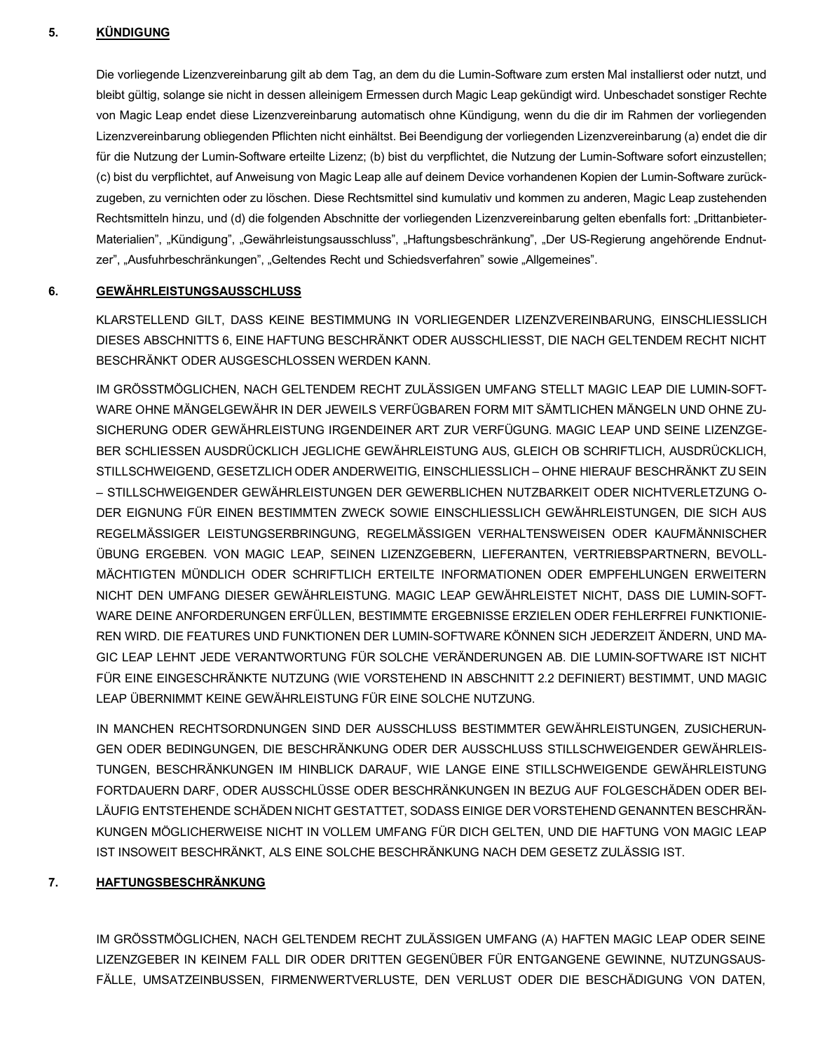## 5. KÜNDIGUNG

Die vorliegende Lizenzvereinbarung gilt ab dem Tag, an dem du die Lumin-Software zum ersten Mal installierst oder nutzt, und bleibt gültig, solange sie nicht in dessen alleinigem Ermessen durch Magic Leap gekündigt wird. Unbeschadet sonstiger Rechte von Magic Leap endet diese Lizenzvereinbarung automatisch ohne Kündigung, wenn du die dir im Rahmen der vorliegenden Lizenzvereinbarung obliegenden Pflichten nicht einhältst. Bei Beendigung der vorliegenden Lizenzvereinbarung (a) endet die dir für die Nutzung der Lumin-Software erteilte Lizenz; (b) bist du verpflichtet, die Nutzung der Lumin-Software sofort einzustellen; (c) bist du verpflichtet, auf Anweisung von Magic Leap alle auf deinem Device vorhandenen Kopien der Lumin-Software zurückzugeben, zu vernichten oder zu löschen. Diese Rechtsmittel sind kumulativ und kommen zu anderen, Magic Leap zustehenden Rechtsmitteln hinzu, und (d) die folgenden Abschnitte der vorliegenden Lizenzvereinbarung gelten ebenfalls fort: „Drittanbieter-Materialien", „Kündigung", „Gewährleistungsausschluss", „Haftungsbeschränkung", „Der US-Regierung angehörende Endnutzer", „Ausfuhrbeschränkungen", „Geltendes Recht und Schiedsverfahren" sowie „Allgemeines".

## 6. GEWÄHRLEISTUNGSAUSSCHLUSS

KLARSTELLEND GILT, DASS KEINE BESTIMMUNG IN VORLIEGENDER LIZENZVEREINBARUNG, EINSCHLIESSLICH DIESES ABSCHNITTS 6, EINE HAFTUNG BESCHRÄNKT ODER AUSSCHLIESST, DIE NACH GELTENDEM RECHT NICHT BESCHRÄNKT ODER AUSGESCHLOSSEN WERDEN KANN.

IM GRÖSSTMÖGLICHEN, NACH GELTENDEM RECHT ZULÄSSIGEN UMFANG STELLT MAGIC LEAP DIE LUMIN-SOFTWARE OHNE MÄNGELGEWÄHR IN DER JEWEILS VERFÜGBAREN FORM MIT SÄMTLICHEN MÄNGELN UND OHNE ZUSICHERUNG ODER GEWÄHRLEISTUNG IRGENDEINER ART ZUR VERFÜGUNG. MAGIC LEAP UND SEINE LIZENZGEBER SCHLIESSEN AUSDRÜCKLICH JEGLICHE GEWÄHRLEISTUNG AUS, GLEICH OB SCHRIFTLICH, AUSDRÜCKLICH, STILLSCHWEIGEND, GESETZLICH ODER ANDERWEITIG, EINSCHLIESSLICH – OHNE HIERAUF BESCHRÄNKT ZU SEIN – STILLSCHWEIGENDER GEWÄHRLEISTUNGEN DER GEWERBLICHEN NUTZBARKEIT ODER NICHTVERLETZUNG ODER EIGNUNG FÜR EINEN BESTIMMTEN ZWECK SOWIE EINSCHLIESSLICH GEWÄHRLEISTUNGEN, DIE SICH AUS REGELMÄSSIGER LEISTUNGSERBRINGUNG, REGELMÄSSIGEN VERHALTENSWEISEN ODER KAUFMÄNNISCHER ÜBUNG ERGEBEN. VON MAGIC LEAP, SEINEN LIZENZGEBERN, LIEFERANTEN, VERTRIEBSPARTNERN, BEVOLLMÄCHTIGTEN MÜNDLICH ODER SCHRIFTLICH ERTEILTE INFORMATIONEN ODER EMPFEHLUNGEN ERWEITERN NICHT DEN UMFANG DIESER GEWÄHRLEISTUNG. MAGIC LEAP GEWÄHRLEISTET NICHT, DASS DIE LUMIN-SOFTWARE DEINE ANFORDERUNGEN ERFÜLLEN, BESTIMMTE ERGEBNISSE ERZIELEN ODER FEHLERFREI FUNKTIONIEREN WIRD. DIE FEATURES UND FUNKTIONEN DER LUMIN-SOFTWARE KÖNNEN SICH JEDERZEIT ÄNDERN, UND MAGIC LEAP LEHNT JEDE VERANTWORTUNG FÜR SOLCHE VERÄNDERUNGEN AB. DIE LUMIN-SOFTWARE IST NICHT FÜR EINE EINGESCHRÄNKTE NUTZUNG (WIE VORSTEHEND IN ABSCHNITT 2.2 DEFINIERT) BESTIMMT, UND MAGIC LEAP ÜBERNIMMT KEINE GEWÄHRLEISTUNG FÜR EINE SOLCHE NUTZUNG.

IN MANCHEN RECHTSORDNUNGEN SIND DER AUSSCHLUSS BESTIMMTER GEWÄHRLEISTUNGEN, ZUSICHERUNGEN ODER BEDINGUNGEN, DIE BESCHRÄNKUNG ODER DER AUSSCHLUSS STILLSCHWEIGENDER GEWÄHRLEISTUNGEN, BESCHRÄNKUNGEN IM HINBLICK DARAUF, WIE LANGE EINE STILLSCHWEIGENDE GEWÄHRLEISTUNG FORTDAUERN DARF, ODER AUSSCHLÜSSE ODER BESCHRÄNKUNGEN IN BEZUG AUF FOLGESCHÄDEN ODER BEILÄUFIG ENTSTEHENDE SCHÄDEN NICHT GESTATTET, SODASS EINIGE DER VORSTEHEND GENANNTEN BESCHRÄNKUNGEN MÖGLICHERWEISE NICHT IN VOLLEM UMFANG FÜR DICH GELTEN, UND DIE HAFTUNG VON MAGIC LEAP IST INSOWEIT BESCHRÄNKT, ALS EINE SOLCHE BESCHRÄNKUNG NACH DEM GESETZ ZULÄSSIG IST.

## 7. HAFTUNGSBESCHRÄNKUNG

IM GRÖSSTMÖGLICHEN, NACH GELTENDEM RECHT ZULÄSSIGEN UMFANG (A) HAFTEN MAGIC LEAP ODER SEINE LIZENZGEBER IN KEINEM FALL DIR ODER DRITTEN GEGENÜBER FÜR ENTGANGENE GEWINNE, NUTZUNGSAUSFÄLLE, UMSATZEINBUSSEN, FIRMENWERTVERLUSTE, DEN VERLUST ODER DIE BESCHÄDIGUNG VON DATEN,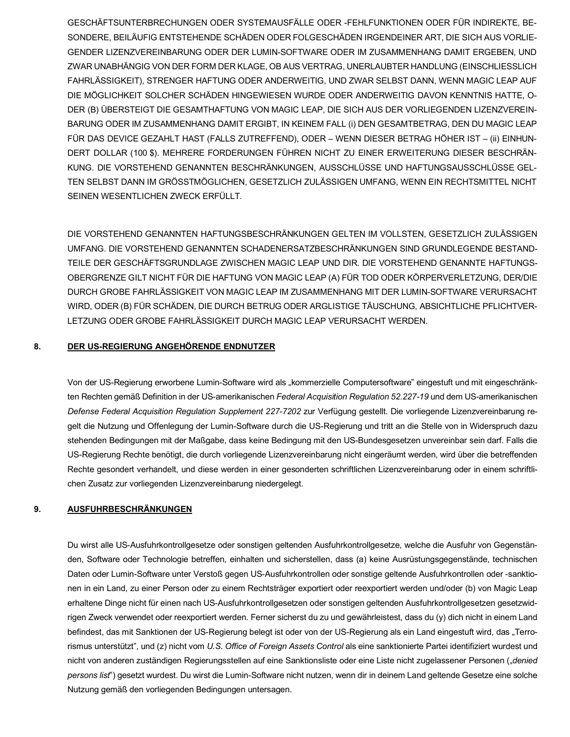GESCHÄFTSUNTERBRECHUNGEN ODER SYSTEMAUSFÄLLE ODER -FEHLFUNKTIONEN ODER FÜR INDIREKTE, BESONDERE, BEILÄUFIG ENTSTEHENDE SCHÄDEN ODER FOLGESCHÄDEN IRGENDEINER ART, DIE SICH AUS VORLIEGENDER LIZENZVEREINBARUNG ODER DER LUMIN-SOFTWARE ODER IM ZUSAMMENHANG DAMIT ERGEBEN, UND ZWAR UNABHÄNGIG VON DER FORM DER KLAGE, OB AUS VERTRAG, UNERLAUBTER HANDLUNG (EINSCHLIESSLICH FAHRLÄSSIGKEIT), STRENGER HAFTUNG ODER ANDERWEITIG, UND ZWAR SELBST DANN, WENN MAGIC LEAP AUF DIE MÖGLICHKEIT SOLCHER SCHÄDEN HINGEWIESEN WURDE ODER ANDERWEITIG DAVON KENNTNIS HATTE, ODER (B) ÜBERSTEIGT DIE GESAMTHAFTUNG VON MAGIC LEAP, DIE SICH AUS DER VORLIEGENDEN LIZENZVEREINBARUNG ODER IM ZUSAMMENHANG DAMIT ERGIBT, IN KEINEM FALL (i) DEN GESAMTBETRAG, DEN DU MAGIC LEAP FÜR DAS DEVICE GEZAHLT HAST (FALLS ZUTREFFEND), ODER – WENN DIESER BETRAG HÖHER IST – (ii) EINHUNDERT DOLLAR (100 $). MEHRERE FORDERUNGEN FÜHREN NICHT ZU EINER ERWEITERUNG DIESER BESCHRÄNKUNG. DIE VORSTEHEND GENANNTEN BESCHRÄNKUNGEN, AUSSCHLÜSSE UND HAFTUNGSAUSSCHLÜSSE GELTEN SELBST DANN IM GRÖSSTMÖGLICHEN, GESETZLICH ZULÄSSIGEN UMFANG, WENN EIN RECHTSMITTEL NICHT SEINEN WESENTLICHEN ZWECK ERFÜLLT.

DIE VORSTEHEND GENANNTEN HAFTUNGSBESCHRÄNKUNGEN GELTEN IM VOLLSTEN, GESETZLICH ZULÄSSIGEN UMFANG. DIE VORSTEHEND GENANNTEN SCHADENERSATZBESCHRÄNKUNGEN SIND GRUNDLEGENDE BESTANDTEILE DER GESCHÄFTSGRUNDLAGE ZWISCHEN MAGIC LEAP UND DIR. DIE VORSTEHEND GENANNTE HAFTUNGSOBERGRENZE GILT NICHT FÜR DIE HAFTUNG VON MAGIC LEAP (A) FÜR TOD ODER KÖRPERVERLETZUNG, DER/DIE DURCH GROBE FAHRLÄSSIGKEIT VON MAGIC LEAP IM ZUSAMMENHANG MIT DER LUMIN-SOFTWARE VERURSACHT WIRD, ODER (B) FÜR SCHÄDEN, DIE DURCH BETRUG ODER ARGLISTIGE TÄUSCHUNG, ABSICHTLICHE PFLICHTVERLETZUNG ODER GROBE FAHRLÄSSIGKEIT DURCH MAGIC LEAP VERURSACHT WERDEN.

## 8. DER US-REGIERUNG ANGEHÖRENDE ENDNUTZER

Von der US-Regierung erworbene Lumin-Software wird als „kommerzielle Computersoftware” eingestuft und mit eingeschränkten Rechten gemäß Definition in der US-amerikanischen *Federal Acquisition Regulation 52.227-19* und dem US-amerikanischen *Defense Federal Acquisition Regulation Supplement 227-7202* zur Verfügung gestellt. Die vorliegende Lizenzvereinbarung regelt die Nutzung und Offenlegung der Lumin-Software durch die US-Regierung und tritt an die Stelle von in Widerspruch dazu stehenden Bedingungen mit der Maßgabe, dass keine Bedingung mit den US-Bundesgesetzen unvereinbar sein darf. Falls die US-Regierung Rechte benötigt, die durch vorliegende Lizenzvereinbarung nicht eingeräumt werden, wird über die betreffenden Rechte gesondert verhandelt, und diese werden in einer gesonderten schriftlichen Lizenzvereinbarung oder in einem schriftlichen Zusatz zur vorliegenden Lizenzvereinbarung niedergelegt.

## 9. AUSFUHRBESCHRÄNKUNGEN

Du wirst alle US-Ausfuhrkontrollgesetze oder sonstigen geltenden Ausfuhrkontrollgesetze, welche die Ausfuhr von Gegenständen, Software oder Technologie betreffen, einhalten und sicherstellen, dass (a) keine Ausrüstungsgegenstände, technischen Daten oder Lumin-Software unter Verstoß gegen US-Ausfuhrkontrollen oder sonstige geltende Ausfuhrkontrollen oder -sanktionen in ein Land, zu einer Person oder zu einem Rechtsträger exportiert oder reexportiert werden und/oder (b) von Magic Leap erhaltene Dinge nicht für einen nach US-Ausfuhrkontrollgesetzen oder sonstigen geltenden Ausfuhrkontrollgesetzen gesetzwidrigen Zweck verwendet oder reexportiert werden. Ferner sicherst du zu und gewährleistest, dass du (y) dich nicht in einem Land befindest, das mit Sanktionen der US-Regierung belegt ist oder von der US-Regierung als ein Land eingestuft wird, das „Terrorismus unterstützt”, und (z) nicht vom *U.S. Office of Foreign Assets Control* als eine sanktionierte Partei identifiziert wurdest und nicht von anderen zuständigen Regierungsstellen auf eine Sanktionsliste oder eine Liste nicht zugelassener Personen („*denied persons list*”) gesetzt wurdest. Du wirst die Lumin-Software nicht nutzen, wenn dir in deinem Land geltende Gesetze eine solche Nutzung gemäß den vorliegenden Bedingungen untersagen.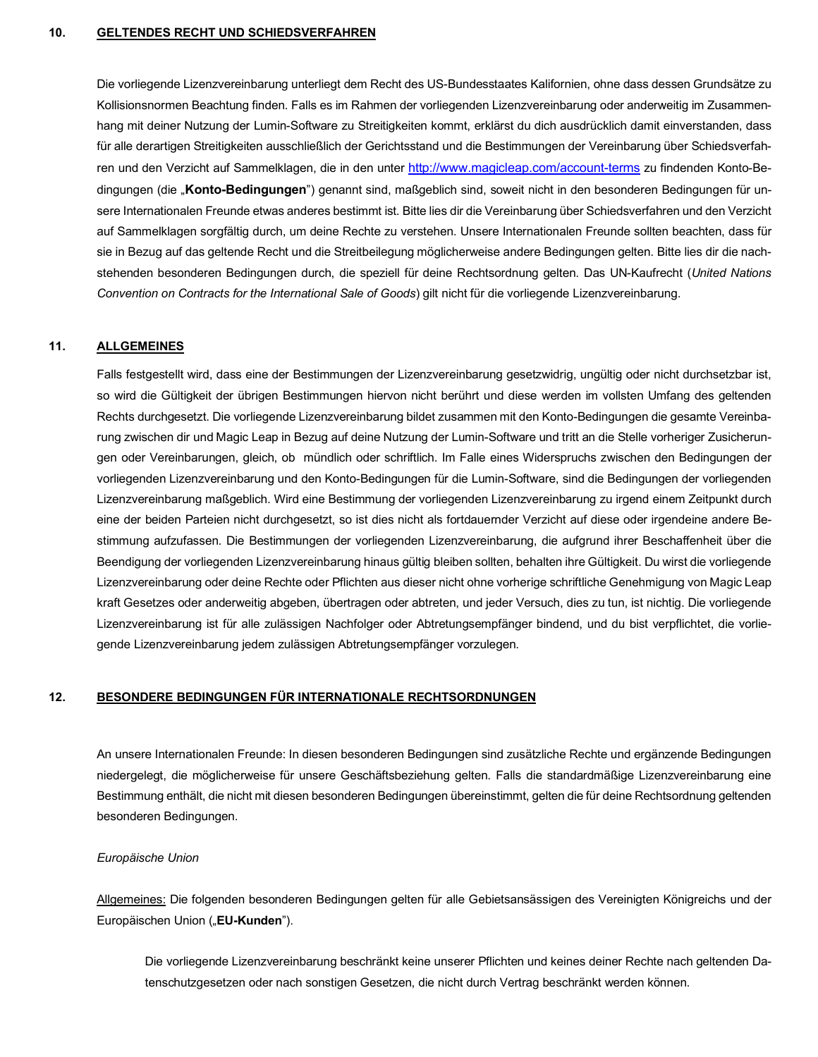## 10. GELTENDES RECHT UND SCHIEDSVERFAHREN

Die vorliegende Lizenzvereinbarung unterliegt dem Recht des US-Bundesstaates Kalifornien, ohne dass dessen Grundsätze zu Kollisionsnormen Beachtung finden. Falls es im Rahmen der vorliegenden Lizenzvereinbarung oder anderweitig im Zusammenhang mit deiner Nutzung der Lumin-Software zu Streitigkeiten kommt, erklärst du dich ausdrücklich damit einverstanden, dass für alle derartigen Streitigkeiten ausschließlich der Gerichtsstand und die Bestimmungen der Vereinbarung über Schiedsverfahren und den Verzicht auf Sammelklagen, die in den unter [http://www.magicleap.com/account-terms](http://www.magicleap.com/account-terms) zu findenden Konto-Bedingungen (die „**Konto-Bedingungen**") genannt sind, maßgeblich sind, soweit nicht in den besonderen Bedingungen für unsere Internationalen Freunde etwas anderes bestimmt ist. Bitte lies dir die Vereinbarung über Schiedsverfahren und den Verzicht auf Sammelklagen sorgfältig durch, um deine Rechte zu verstehen. Unsere Internationalen Freunde sollten beachten, dass für sie in Bezug auf das geltende Recht und die Streitbeilegung möglicherweise andere Bedingungen gelten. Bitte lies dir die nachstehenden besonderen Bedingungen durch, die speziell für deine Rechtsordnung gelten. Das UN-Kaufrecht (*United Nations Convention on Contracts for the International Sale of Goods*) gilt nicht für die vorliegende Lizenzvereinbarung.

## 11. ALLGEMEINES

Falls festgestellt wird, dass eine der Bestimmungen der Lizenzvereinbarung gesetzwidrig, ungültig oder nicht durchsetzbar ist, so wird die Gültigkeit der übrigen Bestimmungen hiervon nicht berührt und diese werden im vollsten Umfang des geltenden Rechts durchgesetzt. Die vorliegende Lizenzvereinbarung bildet zusammen mit den Konto-Bedingungen die gesamte Vereinbarung zwischen dir und Magic Leap in Bezug auf deine Nutzung der Lumin-Software und tritt an die Stelle vorheriger Zusicherungen oder Vereinbarungen, gleich, ob mündlich oder schriftlich. Im Falle eines Widerspruchs zwischen den Bedingungen der vorliegenden Lizenzvereinbarung und den Konto-Bedingungen für die Lumin-Software, sind die Bedingungen der vorliegenden Lizenzvereinbarung maßgeblich. Wird eine Bestimmung der vorliegenden Lizenzvereinbarung zu irgend einem Zeitpunkt durch eine der beiden Parteien nicht durchgesetzt, so ist dies nicht als fortdauernder Verzicht auf diese oder irgendeine andere Bestimmung aufzufassen. Die Bestimmungen der vorliegenden Lizenzvereinbarung, die aufgrund ihrer Beschaffenheit über die Beendigung der vorliegenden Lizenzvereinbarung hinaus gültig bleiben sollten, behalten ihre Gültigkeit. Du wirst die vorliegende Lizenzvereinbarung oder deine Rechte oder Pflichten aus dieser nicht ohne vorherige schriftliche Genehmigung von Magic Leap kraft Gesetzes oder anderweitig abgeben, übertragen oder abtreten, und jeder Versuch, dies zu tun, ist nichtig. Die vorliegende Lizenzvereinbarung ist für alle zulässigen Nachfolger oder Abtretungsempfänger bindend, und du bist verpflichtet, die vorliegende Lizenzvereinbarung jedem zulässigen Abtretungsempfänger vorzulegen.

## 12. BESONDERE BEDINGUNGEN FÜR INTERNATIONALE RECHTSORDNUNGEN

An unsere Internationalen Freunde: In diesen besonderen Bedingungen sind zusätzliche Rechte und ergänzende Bedingungen niedergelegt, die möglicherweise für unsere Geschäftsbeziehung gelten. Falls die standardmäßige Lizenzvereinbarung eine Bestimmung enthält, die nicht mit diesen besonderen Bedingungen übereinstimmt, gelten die für deine Rechtsordnung geltenden besonderen Bedingungen.

*Europäische Union*

Allgemeines: Die folgenden besonderen Bedingungen gelten für alle Gebietsansässigen des Vereinigten Königreichs und der Europäischen Union („**EU-Kunden**").

> Die vorliegende Lizenzvereinbarung beschränkt keine unserer Pflichten und keines deiner Rechte nach geltenden Datenschutzgesetzen oder nach sonstigen Gesetzen, die nicht durch Vertrag beschränkt werden können.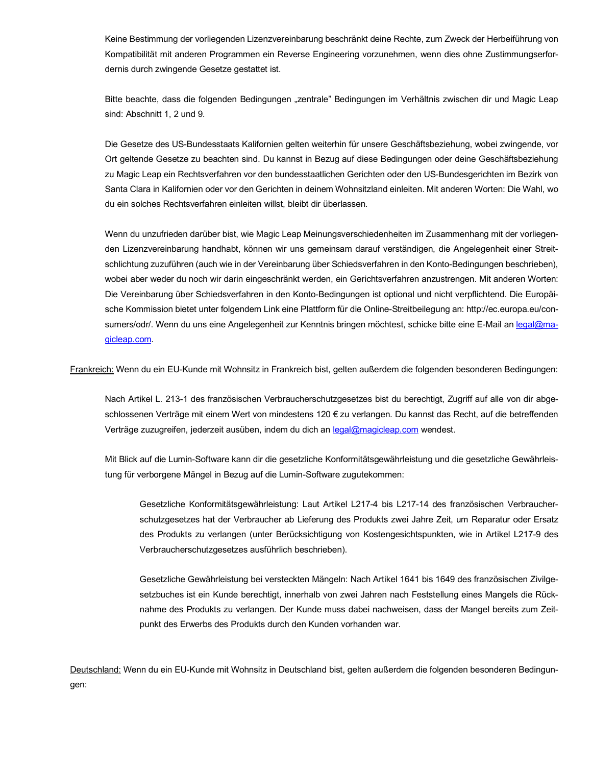Keine Bestimmung der vorliegenden Lizenzvereinbarung beschränkt deine Rechte, zum Zweck der Herbeiführung von Kompatibilität mit anderen Programmen ein Reverse Engineering vorzunehmen, wenn dies ohne Zustimmungserfordernis durch zwingende Gesetze gestattet ist.

Bitte beachte, dass die folgenden Bedingungen „zentrale" Bedingungen im Verhältnis zwischen dir und Magic Leap sind: Abschnitt 1, 2 und 9.

Die Gesetze des US-Bundesstaats Kalifornien gelten weiterhin für unsere Geschäftsbeziehung, wobei zwingende, vor Ort geltende Gesetze zu beachten sind. Du kannst in Bezug auf diese Bedingungen oder deine Geschäftsbeziehung zu Magic Leap ein Rechtsverfahren vor den bundesstaatlichen Gerichten oder den US-Bundesgerichten im Bezirk von Santa Clara in Kalifornien oder vor den Gerichten in deinem Wohnsitzland einleiten. Mit anderen Worten: Die Wahl, wo du ein solches Rechtsverfahren einleiten willst, bleibt dir überlassen.

Wenn du unzufrieden darüber bist, wie Magic Leap Meinungsverschiedenheiten im Zusammenhang mit der vorliegenden Lizenzvereinbarung handhabt, können wir uns gemeinsam darauf verständigen, die Angelegenheit einer Streitschlichtung zuzuführen (auch wie in der Vereinbarung über Schiedsverfahren in den Konto-Bedingungen beschrieben), wobei aber weder du noch wir darin eingeschränkt werden, ein Gerichtsverfahren anzustrengen. Mit anderen Worten: Die Vereinbarung über Schiedsverfahren in den Konto-Bedingungen ist optional und nicht verpflichtend. Die Europäische Kommission bietet unter folgendem Link eine Plattform für die Online-Streitbeilegung an: http://ec.europa.eu/consumers/odr/. Wenn du uns eine Angelegenheit zur Kenntnis bringen möchtest, schicke bitte eine E-Mail an legal@magicleap.com.

Frankreich: Wenn du ein EU-Kunde mit Wohnsitz in Frankreich bist, gelten außerdem die folgenden besonderen Bedingungen:

Nach Artikel L. 213-1 des französischen Verbraucherschutzgesetzes bist du berechtigt, Zugriff auf alle von dir abgeschlossenen Verträge mit einem Wert von mindestens 120 € zu verlangen. Du kannst das Recht, auf die betreffenden Verträge zuzugreifen, jederzeit ausüben, indem du dich an legal@magicleap.com wendest.

Mit Blick auf die Lumin-Software kann dir die gesetzliche Konformitätsgewährleistung und die gesetzliche Gewährleistung für verborgene Mängel in Bezug auf die Lumin-Software zugutekommen:

Gesetzliche Konformitätsgewährleistung: Laut Artikel L217-4 bis L217-14 des französischen Verbraucherschutzgesetzes hat der Verbraucher ab Lieferung des Produkts zwei Jahre Zeit, um Reparatur oder Ersatz des Produkts zu verlangen (unter Berücksichtigung von Kostengesichtspunkten, wie in Artikel L217-9 des Verbraucherschutzgesetzes ausführlich beschrieben).

Gesetzliche Gewährleistung bei versteckten Mängeln: Nach Artikel 1641 bis 1649 des französischen Zivilgesetzbuches ist ein Kunde berechtigt, innerhalb von zwei Jahren nach Feststellung eines Mangels die Rücknahme des Produkts zu verlangen. Der Kunde muss dabei nachweisen, dass der Mangel bereits zum Zeitpunkt des Erwerbs des Produkts durch den Kunden vorhanden war.

Deutschland: Wenn du ein EU-Kunde mit Wohnsitz in Deutschland bist, gelten außerdem die folgenden besonderen Bedingungen: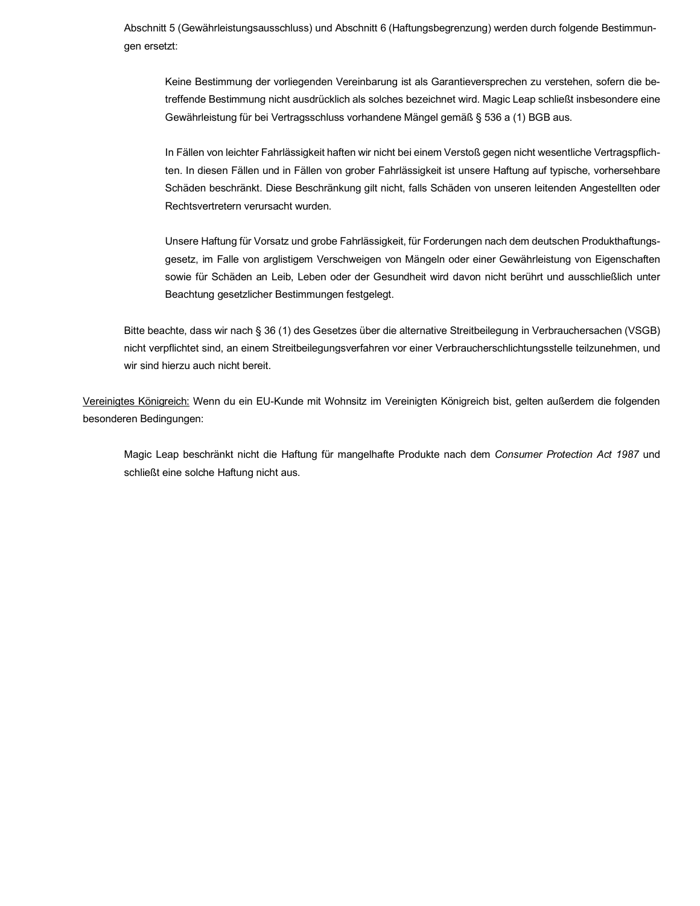Abschnitt 5 (Gewährleistungsausschluss) und Abschnitt 6 (Haftungsbegrenzung) werden durch folgende Bestimmungen ersetzt:

> Keine Bestimmung der vorliegenden Vereinbarung ist als Garantieversprechen zu verstehen, sofern die betreffende Bestimmung nicht ausdrücklich als solches bezeichnet wird. Magic Leap schließt insbesondere eine Gewährleistung für bei Vertragsschluss vorhandene Mängel gemäß § 536 a (1) BGB aus.
>
> In Fällen von leichter Fahrlässigkeit haften wir nicht bei einem Verstoß gegen nicht wesentliche Vertragspflichten. In diesen Fällen und in Fällen von grober Fahrlässigkeit ist unsere Haftung auf typische, vorhersehbare Schäden beschränkt. Diese Beschränkung gilt nicht, falls Schäden von unseren leitenden Angestellten oder Rechtsvertretern verursacht wurden.
>
> Unsere Haftung für Vorsatz und grobe Fahrlässigkeit, für Forderungen nach dem deutschen Produkthaftungsgesetz, im Falle von arglistigem Verschweigen von Mängeln oder einer Gewährleistung von Eigenschaften sowie für Schäden an Leib, Leben oder der Gesundheit wird davon nicht berührt und ausschließlich unter Beachtung gesetzlicher Bestimmungen festgelegt.

Bitte beachte, dass wir nach § 36 (1) des Gesetzes über die alternative Streitbeilegung in Verbrauchersachen (VSGB) nicht verpflichtet sind, an einem Streitbeilegungsverfahren vor einer Verbraucherschlichtungsstelle teilzunehmen, und wir sind hierzu auch nicht bereit.

<u>Vereinigtes Königreich:</u> Wenn du ein EU-Kunde mit Wohnsitz im Vereinigten Königreich bist, gelten außerdem die folgenden besonderen Bedingungen:

> Magic Leap beschränkt nicht die Haftung für mangelhafte Produkte nach dem *Consumer Protection Act 1987* und schließt eine solche Haftung nicht aus.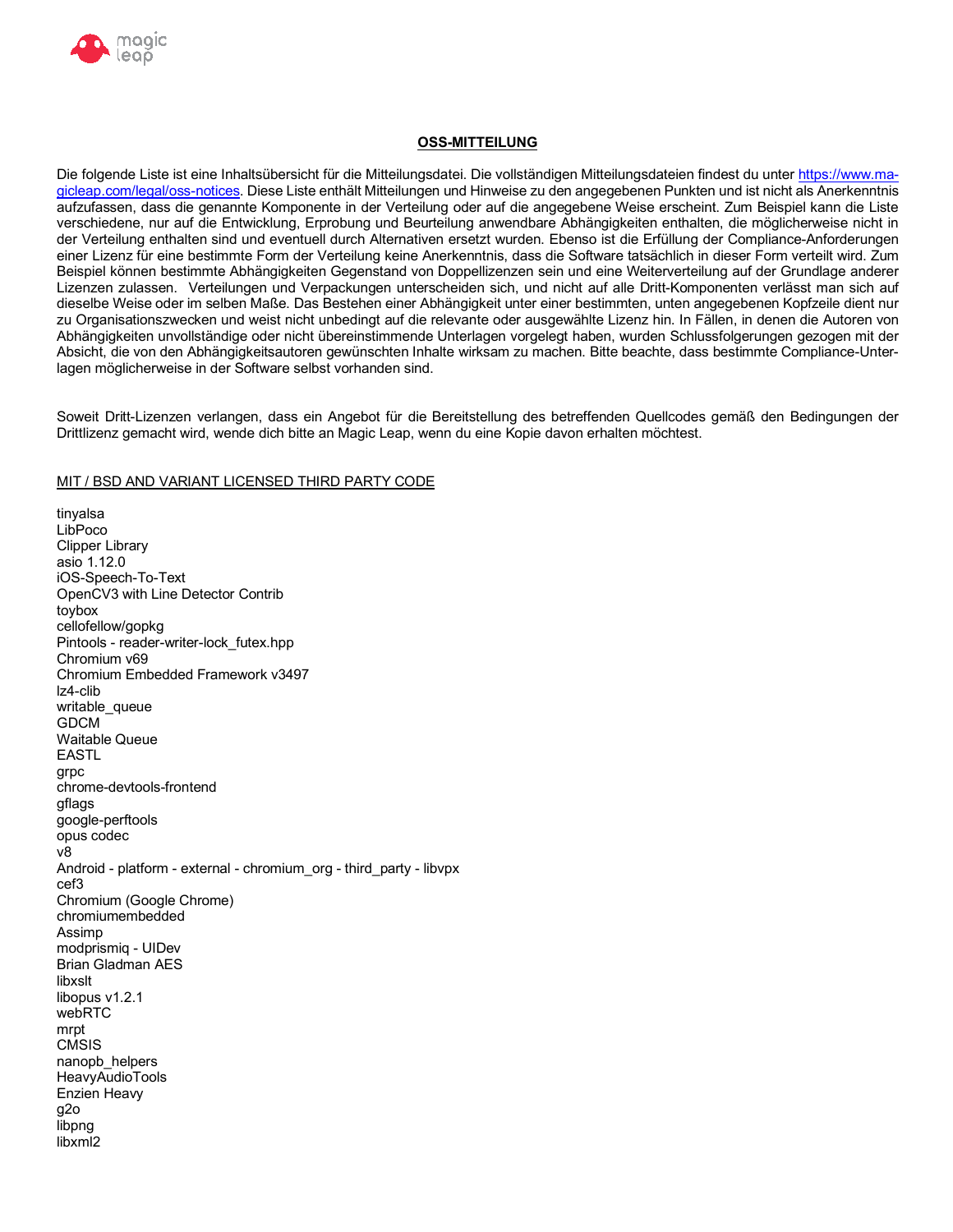## OSS-MITTEILUNG

Die folgende Liste ist eine Inhaltsübersicht für die Mitteilungsdatei. Die vollständigen Mitteilungsdateien findest du unter [https://www.magicleap.com/legal/oss-notices](https://www.magicleap.com/legal/oss-notices). Diese Liste enthält Mitteilungen und Hinweise zu den angegebenen Punkten und ist nicht als Anerkenntnis aufzufassen, dass die genannte Komponente in der Verteilung oder auf die angegebene Weise erscheint. Zum Beispiel kann die Liste verschiedene, nur auf die Entwicklung, Erprobung und Beurteilung anwendbare Abhängigkeiten enthalten, die möglicherweise nicht in der Verteilung enthalten sind und eventuell durch Alternativen ersetzt wurden. Ebenso ist die Erfüllung der Compliance-Anforderungen einer Lizenz für eine bestimmte Form der Verteilung keine Anerkenntnis, dass die Software tatsächlich in dieser Form verteilt wird. Zum Beispiel können bestimmte Abhängigkeiten Gegenstand von Doppellizenzen sein und eine Weiterverteilung auf der Grundlage anderer Lizenzen zulassen. Verteilungen und Verpackungen unterscheiden sich, und nicht auf alle Dritt-Komponenten verlässt man sich auf dieselbe Weise oder im selben Maße. Das Bestehen einer Abhängigkeit unter einer bestimmten, unten angegebenen Kopfzeile dient nur zu Organisationszwecken und weist nicht unbedingt auf die relevante oder ausgewählte Lizenz hin. In Fällen, in denen die Autoren von Abhängigkeiten unvollständige oder nicht übereinstimmende Unterlagen vorgelegt haben, wurden Schlussfolgerungen gezogen mit der Absicht, die von den Abhängigkeitsautoren gewünschten Inhalte wirksam zu machen. Bitte beachte, dass bestimmte Compliance-Unterlagen möglicherweise in der Software selbst vorhanden sind.

Soweit Dritt-Lizenzen verlangen, dass ein Angebot für die Bereitstellung des betreffenden Quellcodes gemäß den Bedingungen der Drittlizenz gemacht wird, wende dich bitte an Magic Leap, wenn du eine Kopie davon erhalten möchtest.

### MIT / BSD AND VARIANT LICENSED THIRD PARTY CODE

tinyalsa
LibPoco
Clipper Library
asio 1.12.0
iOS-Speech-To-Text
OpenCV3 with Line Detector Contrib
toybox
cellofellow/gopkg
Pintools - reader-writer-lock_futex.hpp
Chromium v69
Chromium Embedded Framework v3497
lz4-clib
writable_queue
GDCM
Waitable Queue
EASTL
grpc
chrome-devtools-frontend
gflags
google-perftools
opus codec
v8
Android - platform - external - chromium_org - third_party - libvpx
cef3
Chromium (Google Chrome)
chromiumembedded
Assimp
modprismiq - UIDev
Brian Gladman AES
libxslt
libopus v1.2.1
webRTC
mrpt
CMSIS
nanopb_helpers
HeavyAudioTools
Enzien Heavy
g2o
libpng
libxml2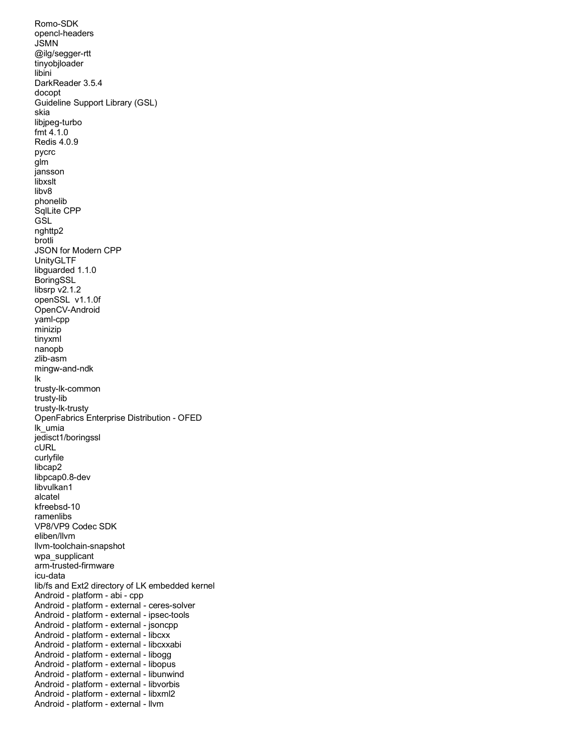Romo-SDK
opencl-headers
JSMN
@ilg/segger-rtt
tinyobjloader
libini
DarkReader 3.5.4
docopt
Guideline Support Library (GSL)
skia
libjpeg-turbo
fmt 4.1.0
Redis 4.0.9
pycrc
glm
jansson
libxslt
libv8
phonelib
SqlLite CPP
GSL
nghttp2
brotli
JSON for Modern CPP
UnityGLTF
libguarded 1.1.0
BoringSSL
libsrp v2.1.2
openSSL  v1.1.0f
OpenCV-Android
yaml-cpp
minizip
tinyxml
nanopb
zlib-asm
mingw-and-ndk
lk
trusty-lk-common
trusty-lib
trusty-lk-trusty
OpenFabrics Enterprise Distribution - OFED
lk_umia
jedisct1/boringssl
cURL
curlyfile
libcap2
libpcap0.8-dev
libvulkan1
alcatel
kfreebsd-10
ramenlibs
VP8/VP9 Codec SDK
eliben/llvm
llvm-toolchain-snapshot
wpa_supplicant
arm-trusted-firmware
icu-data
lib/fs and Ext2 directory of LK embedded kernel
Android - platform - abi - cpp
Android - platform - external - ceres-solver
Android - platform - external - ipsec-tools
Android - platform - external - jsoncpp
Android - platform - external - libcxx
Android - platform - external - libcxxabi
Android - platform - external - libogg
Android - platform - external - libopus
Android - platform - external - libunwind
Android - platform - external - libvorbis
Android - platform - external - libxml2
Android - platform - external - llvm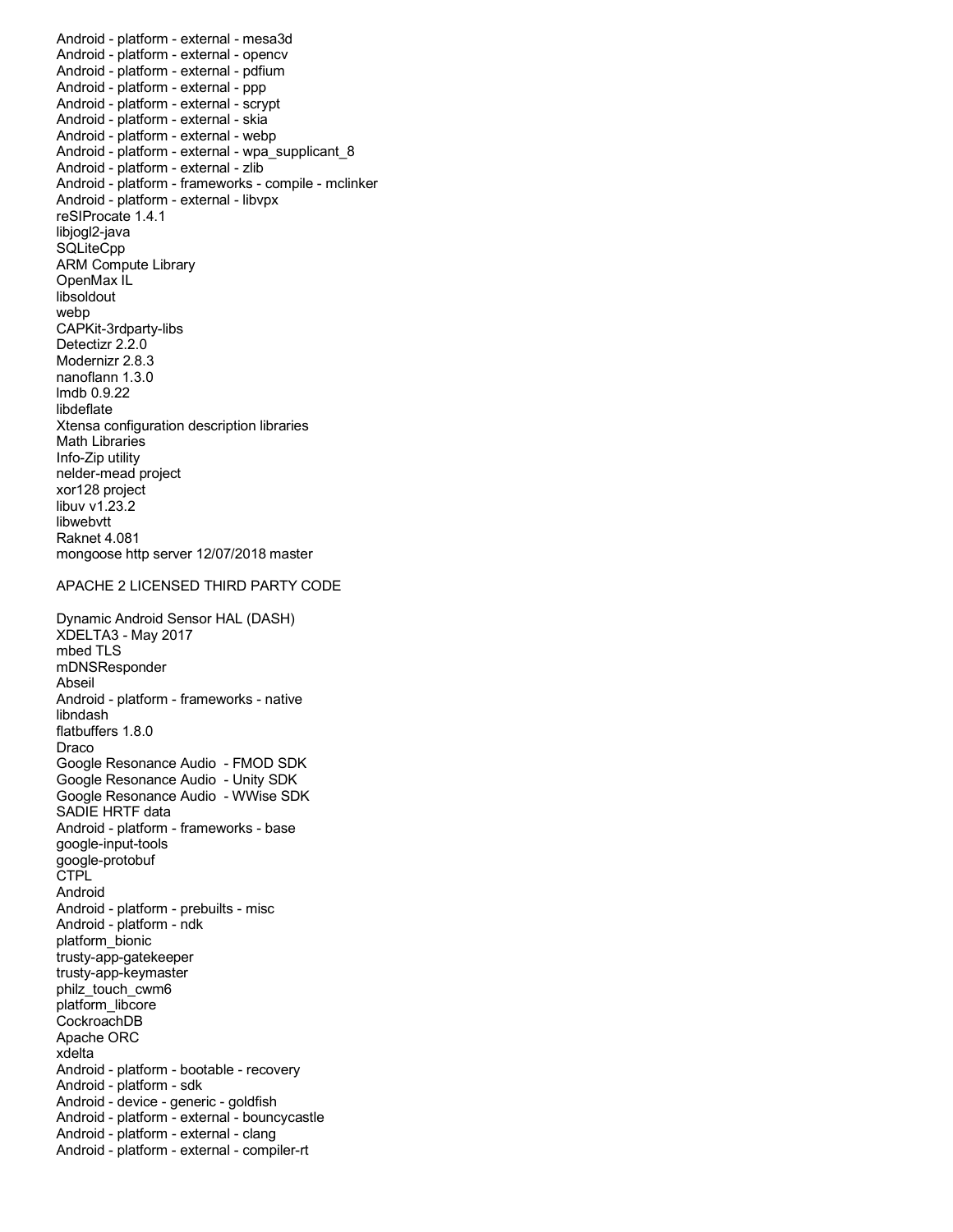Android - platform - external - mesa3d
Android - platform - external - opencv
Android - platform - external - pdfium
Android - platform - external - ppp
Android - platform - external - scrypt
Android - platform - external - skia
Android - platform - external - webp
Android - platform - external - wpa_supplicant_8
Android - platform - external - zlib
Android - platform - frameworks - compile - mclinker
Android - platform - external - libvpx
reSIProcate 1.4.1
libjogl2-java
SQLiteCpp
ARM Compute Library
OpenMax IL
libsoldout
webp
CAPKit-3rdparty-libs
Detectizr 2.2.0
Modernizr 2.8.3
nanoflann 1.3.0
lmdb 0.9.22
libdeflate
Xtensa configuration description libraries
Math Libraries
Info-Zip utility
nelder-mead project
xor128 project
libuv v1.23.2
libwebvtt
Raknet 4.081
mongoose http server 12/07/2018 master

APACHE 2 LICENSED THIRD PARTY CODE

Dynamic Android Sensor HAL (DASH)
XDELTA3 - May 2017
mbed TLS
mDNSResponder
Abseil
Android - platform - frameworks - native
libndash
flatbuffers 1.8.0
Draco
Google Resonance Audio - FMOD SDK
Google Resonance Audio - Unity SDK
Google Resonance Audio - WWise SDK
SADIE HRTF data
Android - platform - frameworks - base
google-input-tools
google-protobuf
CTPL
Android
Android - platform - prebuilts - misc
Android - platform - ndk
platform_bionic
trusty-app-gatekeeper
trusty-app-keymaster
philz_touch_cwm6
platform_libcore
CockroachDB
Apache ORC
xdelta
Android - platform - bootable - recovery
Android - platform - sdk
Android - device - generic - goldfish
Android - platform - external - bouncycastle
Android - platform - external - clang
Android - platform - external - compiler-rt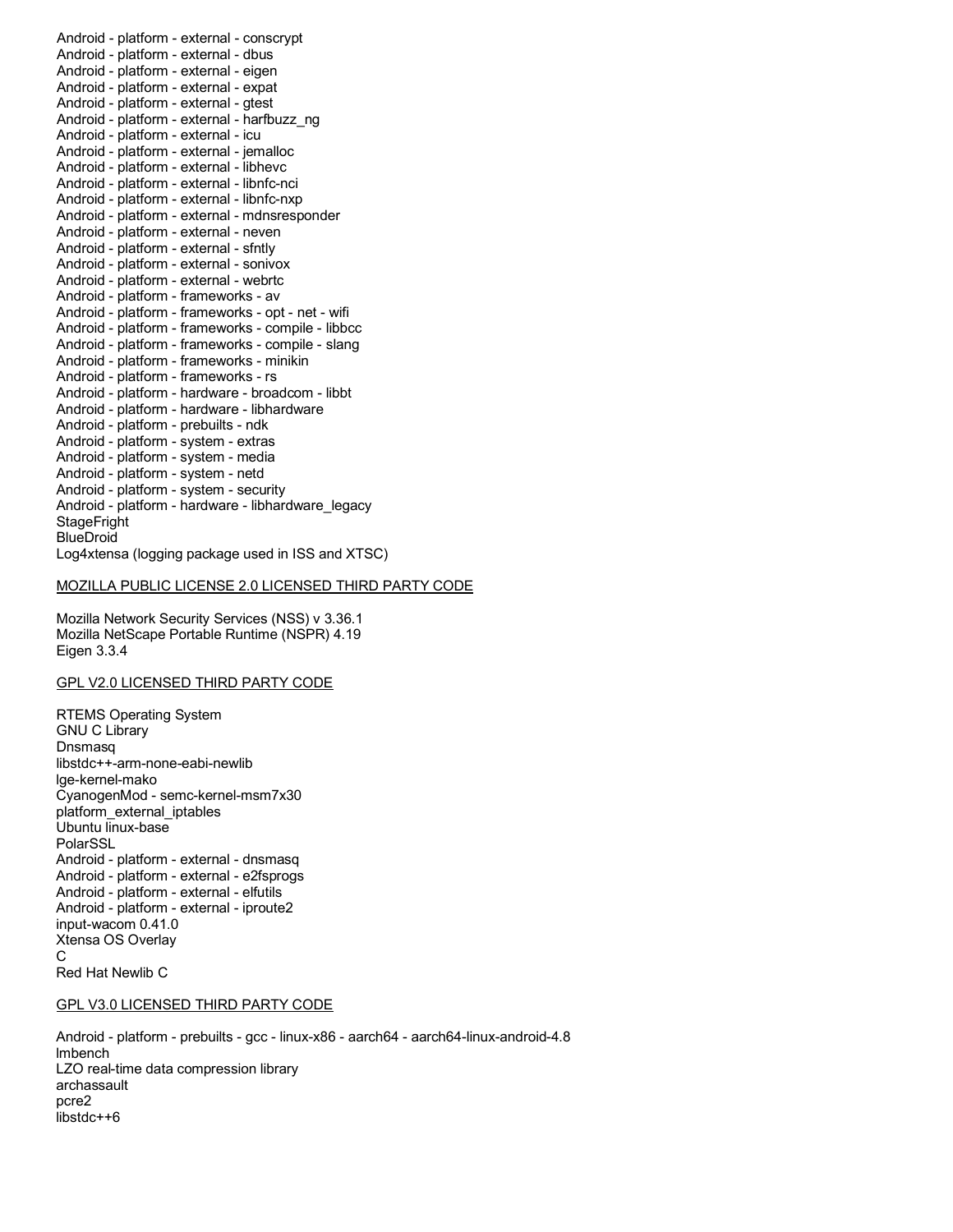Android - platform - external - conscrypt
Android - platform - external - dbus
Android - platform - external - eigen
Android - platform - external - expat
Android - platform - external - gtest
Android - platform - external - harfbuzz_ng
Android - platform - external - icu
Android - platform - external - jemalloc
Android - platform - external - libhevc
Android - platform - external - libnfc-nci
Android - platform - external - libnfc-nxp
Android - platform - external - mdnsresponder
Android - platform - external - neven
Android - platform - external - sfntly
Android - platform - external - sonivox
Android - platform - external - webrtc
Android - platform - frameworks - av
Android - platform - frameworks - opt - net - wifi
Android - platform - frameworks - compile - libbcc
Android - platform - frameworks - compile - slang
Android - platform - frameworks - minikin
Android - platform - frameworks - rs
Android - platform - hardware - broadcom - libbt
Android - platform - hardware - libhardware
Android - platform - prebuilts - ndk
Android - platform - system - extras
Android - platform - system - media
Android - platform - system - netd
Android - platform - system - security
Android - platform - hardware - libhardware_legacy
StageFright
BlueDroid
Log4xtensa (logging package used in ISS and XTSC)

MOZILLA PUBLIC LICENSE 2.0 LICENSED THIRD PARTY CODE

Mozilla Network Security Services (NSS) v 3.36.1
Mozilla NetScape Portable Runtime (NSPR) 4.19
Eigen 3.3.4

GPL V2.0 LICENSED THIRD PARTY CODE

RTEMS Operating System
GNU C Library
Dnsmasq
libstdc++-arm-none-eabi-newlib
lge-kernel-mako
CyanogenMod - semc-kernel-msm7x30
platform_external_iptables
Ubuntu linux-base
PolarSSL
Android - platform - external - dnsmasq
Android - platform - external - e2fsprogs
Android - platform - external - elfutils
Android - platform - external - iproute2
input-wacom 0.41.0
Xtensa OS Overlay
C
Red Hat Newlib C

GPL V3.0 LICENSED THIRD PARTY CODE

Android - platform - prebuilts - gcc - linux-x86 - aarch64 - aarch64-linux-android-4.8
lmbench
LZO real-time data compression library
archassault
pcre2
libstdc++6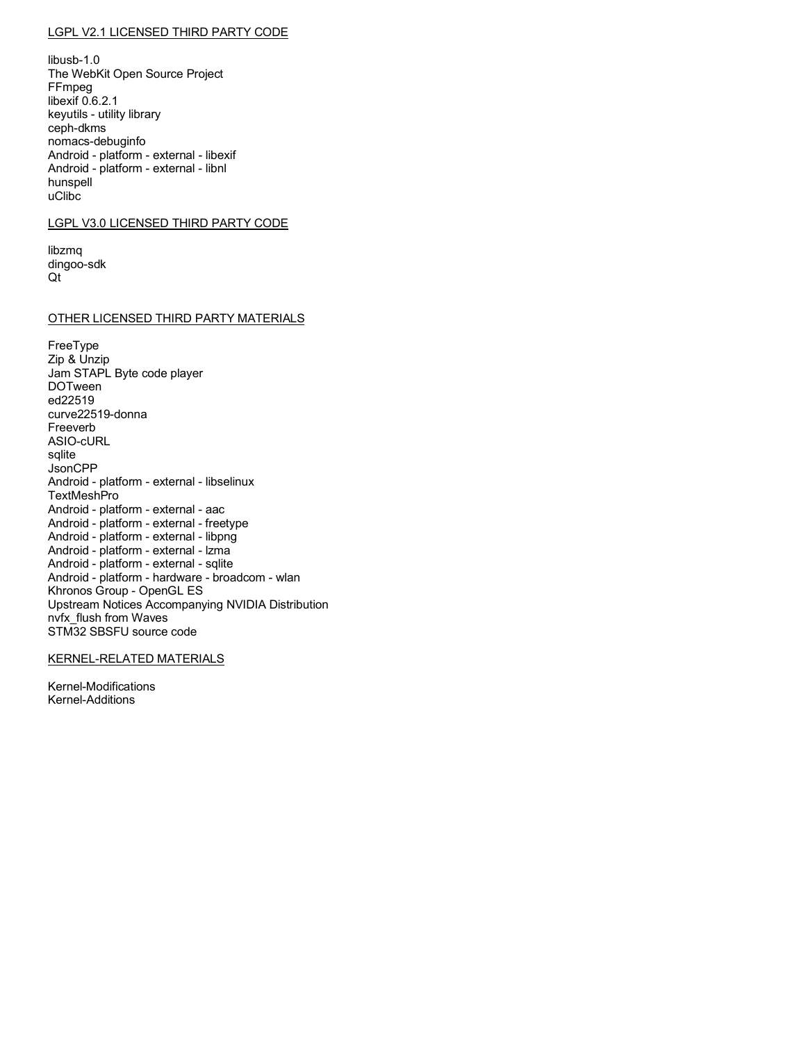LGPL V2.1 LICENSED THIRD PARTY CODE

libusb-1.0
The WebKit Open Source Project
FFmpeg
libexif 0.6.2.1
keyutils - utility library
ceph-dkms
nomacs-debuginfo
Android - platform - external - libexif
Android - platform - external - libnl
hunspell
uClibc

LGPL V3.0 LICENSED THIRD PARTY CODE

libzmq
dingoo-sdk
Qt

OTHER LICENSED THIRD PARTY MATERIALS

FreeType
Zip & Unzip
Jam STAPL Byte code player
DOTween
ed22519
curve22519-donna
Freeverb
ASIO-cURL
sqlite
JsonCPP
Android - platform - external - libselinux
TextMeshPro
Android - platform - external - aac
Android - platform - external - freetype
Android - platform - external - libpng
Android - platform - external - lzma
Android - platform - external - sqlite
Android - platform - hardware - broadcom - wlan
Khronos Group - OpenGL ES
Upstream Notices Accompanying NVIDIA Distribution
nvfx_flush from Waves
STM32 SBSFU source code

KERNEL-RELATED MATERIALS

Kernel-Modifications
Kernel-Additions